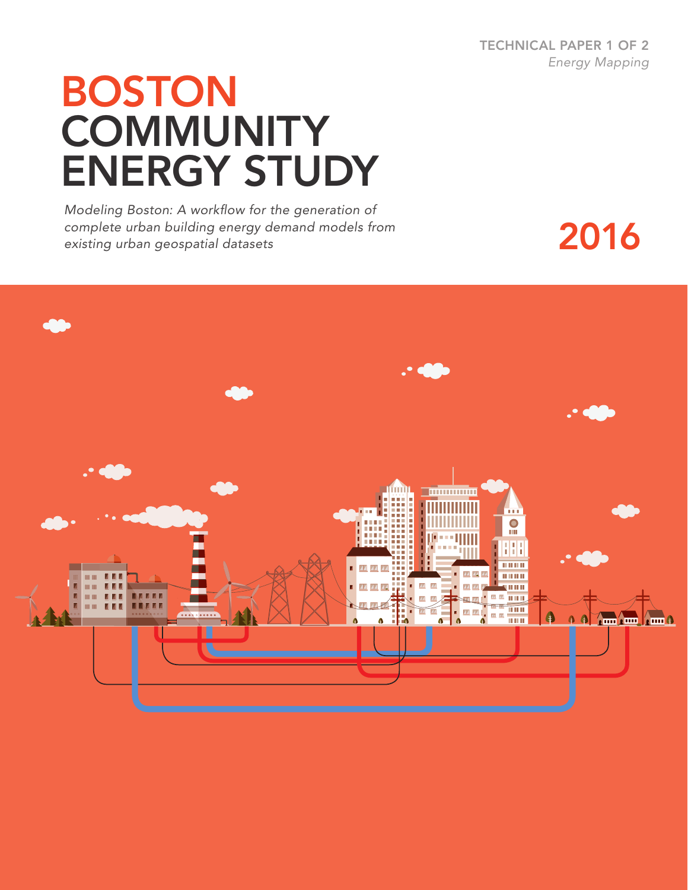TECHNICAL PAPER 1 OF 2

*Energy Mapping*

# BOSTON COMMUNITY ENERGY STUDY

*Modeling Boston: A workflow for the generation of complete urban building energy demand models from existing urban geospatial datasets*

2016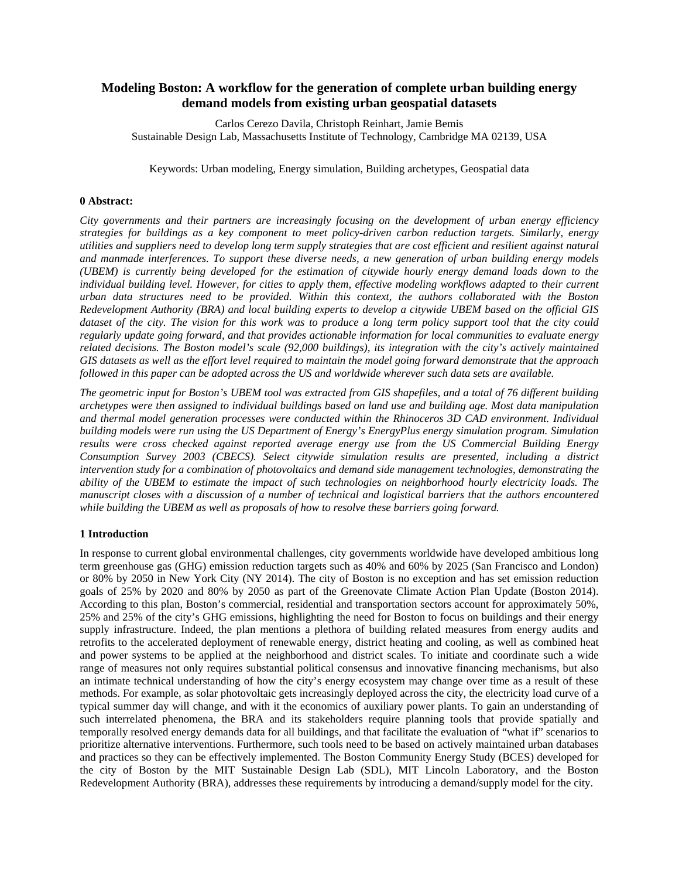# Modeling Boston: A workflow for the generation of complete urban building energy demand models from existing urban geospatial datasets

Carlos Cerezo Davila, Christoph Reinhart, Jamie Bemis
Sustainable Design Lab, Massachusetts Institute of Technology, Cambridge MA 02139, USA

Keywords: Urban modeling, Energy simulation, Building archetypes, Geospatial data

## 0 Abstract:

*City governments and their partners are increasingly focusing on the development of urban energy efficiency strategies for buildings as a key component to meet policy-driven carbon reduction targets. Similarly, energy utilities and suppliers need to develop long term supply strategies that are cost efficient and resilient against natural and manmade interferences. To support these diverse needs, a new generation of urban building energy models (UBEM) is currently being developed for the estimation of citywide hourly energy demand loads down to the individual building level. However, for cities to apply them, effective modeling workflows adapted to their current urban data structures need to be provided. Within this context, the authors collaborated with the Boston Redevelopment Authority (BRA) and local building experts to develop a citywide UBEM based on the official GIS dataset of the city. The vision for this work was to produce a long term policy support tool that the city could regularly update going forward, and that provides actionable information for local communities to evaluate energy related decisions. The Boston model's scale (92,000 buildings), its integration with the city's actively maintained GIS datasets as well as the effort level required to maintain the model going forward demonstrate that the approach followed in this paper can be adopted across the US and worldwide wherever such data sets are available.*

*The geometric input for Boston's UBEM tool was extracted from GIS shapefiles, and a total of 76 different building archetypes were then assigned to individual buildings based on land use and building age. Most data manipulation and thermal model generation processes were conducted within the Rhinoceros 3D CAD environment. Individual building models were run using the US Department of Energy's EnergyPlus energy simulation program. Simulation results were cross checked against reported average energy use from the US Commercial Building Energy Consumption Survey 2003 (CBECS). Select citywide simulation results are presented, including a district intervention study for a combination of photovoltaics and demand side management technologies, demonstrating the ability of the UBEM to estimate the impact of such technologies on neighborhood hourly electricity loads. The manuscript closes with a discussion of a number of technical and logistical barriers that the authors encountered while building the UBEM as well as proposals of how to resolve these barriers going forward.*

## 1 Introduction

In response to current global environmental challenges, city governments worldwide have developed ambitious long term greenhouse gas (GHG) emission reduction targets such as 40% and 60% by 2025 (San Francisco and London) or 80% by 2050 in New York City (NY 2014). The city of Boston is no exception and has set emission reduction goals of 25% by 2020 and 80% by 2050 as part of the Greenovate Climate Action Plan Update (Boston 2014). According to this plan, Boston's commercial, residential and transportation sectors account for approximately 50%, 25% and 25% of the city's GHG emissions, highlighting the need for Boston to focus on buildings and their energy supply infrastructure. Indeed, the plan mentions a plethora of building related measures from energy audits and retrofits to the accelerated deployment of renewable energy, district heating and cooling, as well as combined heat and power systems to be applied at the neighborhood and district scales. To initiate and coordinate such a wide range of measures not only requires substantial political consensus and innovative financing mechanisms, but also an intimate technical understanding of how the city's energy ecosystem may change over time as a result of these methods. For example, as solar photovoltaic gets increasingly deployed across the city, the electricity load curve of a typical summer day will change, and with it the economics of auxiliary power plants. To gain an understanding of such interrelated phenomena, the BRA and its stakeholders require planning tools that provide spatially and temporally resolved energy demands data for all buildings, and that facilitate the evaluation of "what if" scenarios to prioritize alternative interventions. Furthermore, such tools need to be based on actively maintained urban databases and practices so they can be effectively implemented. The Boston Community Energy Study (BCES) developed for the city of Boston by the MIT Sustainable Design Lab (SDL), MIT Lincoln Laboratory, and the Boston Redevelopment Authority (BRA), addresses these requirements by introducing a demand/supply model for the city.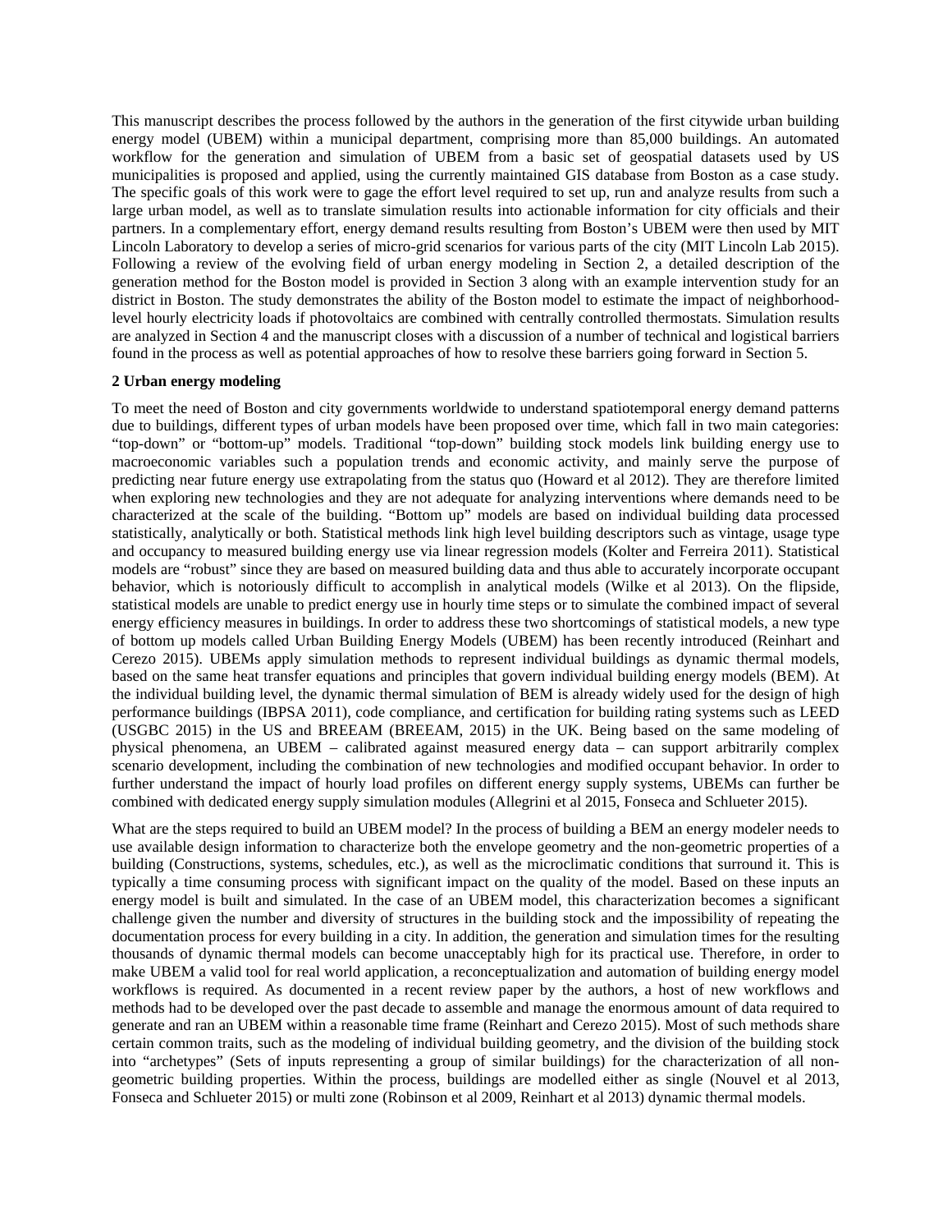This manuscript describes the process followed by the authors in the generation of the first citywide urban building energy model (UBEM) within a municipal department, comprising more than 85,000 buildings. An automated workflow for the generation and simulation of UBEM from a basic set of geospatial datasets used by US municipalities is proposed and applied, using the currently maintained GIS database from Boston as a case study. The specific goals of this work were to gage the effort level required to set up, run and analyze results from such a large urban model, as well as to translate simulation results into actionable information for city officials and their partners. In a complementary effort, energy demand results resulting from Boston's UBEM were then used by MIT Lincoln Laboratory to develop a series of micro-grid scenarios for various parts of the city (MIT Lincoln Lab 2015). Following a review of the evolving field of urban energy modeling in Section 2, a detailed description of the generation method for the Boston model is provided in Section 3 along with an example intervention study for an district in Boston. The study demonstrates the ability of the Boston model to estimate the impact of neighborhood-level hourly electricity loads if photovoltaics are combined with centrally controlled thermostats. Simulation results are analyzed in Section 4 and the manuscript closes with a discussion of a number of technical and logistical barriers found in the process as well as potential approaches of how to resolve these barriers going forward in Section 5.

## 2 Urban energy modeling

To meet the need of Boston and city governments worldwide to understand spatiotemporal energy demand patterns due to buildings, different types of urban models have been proposed over time, which fall in two main categories: "top-down" or "bottom-up" models. Traditional "top-down" building stock models link building energy use to macroeconomic variables such a population trends and economic activity, and mainly serve the purpose of predicting near future energy use extrapolating from the status quo (Howard et al 2012). They are therefore limited when exploring new technologies and they are not adequate for analyzing interventions where demands need to be characterized at the scale of the building. "Bottom up" models are based on individual building data processed statistically, analytically or both. Statistical methods link high level building descriptors such as vintage, usage type and occupancy to measured building energy use via linear regression models (Kolter and Ferreira 2011). Statistical models are "robust" since they are based on measured building data and thus able to accurately incorporate occupant behavior, which is notoriously difficult to accomplish in analytical models (Wilke et al 2013). On the flipside, statistical models are unable to predict energy use in hourly time steps or to simulate the combined impact of several energy efficiency measures in buildings. In order to address these two shortcomings of statistical models, a new type of bottom up models called Urban Building Energy Models (UBEM) has been recently introduced (Reinhart and Cerezo 2015). UBEMs apply simulation methods to represent individual buildings as dynamic thermal models, based on the same heat transfer equations and principles that govern individual building energy models (BEM). At the individual building level, the dynamic thermal simulation of BEM is already widely used for the design of high performance buildings (IBPSA 2011), code compliance, and certification for building rating systems such as LEED (USGBC 2015) in the US and BREEAM (BREEAM, 2015) in the UK. Being based on the same modeling of physical phenomena, an UBEM – calibrated against measured energy data – can support arbitrarily complex scenario development, including the combination of new technologies and modified occupant behavior. In order to further understand the impact of hourly load profiles on different energy supply systems, UBEMs can further be combined with dedicated energy supply simulation modules (Allegrini et al 2015, Fonseca and Schlueter 2015).

What are the steps required to build an UBEM model? In the process of building a BEM an energy modeler needs to use available design information to characterize both the envelope geometry and the non-geometric properties of a building (Constructions, systems, schedules, etc.), as well as the microclimatic conditions that surround it. This is typically a time consuming process with significant impact on the quality of the model. Based on these inputs an energy model is built and simulated. In the case of an UBEM model, this characterization becomes a significant challenge given the number and diversity of structures in the building stock and the impossibility of repeating the documentation process for every building in a city. In addition, the generation and simulation times for the resulting thousands of dynamic thermal models can become unacceptably high for its practical use. Therefore, in order to make UBEM a valid tool for real world application, a reconceptualization and automation of building energy model workflows is required. As documented in a recent review paper by the authors, a host of new workflows and methods had to be developed over the past decade to assemble and manage the enormous amount of data required to generate and ran an UBEM within a reasonable time frame (Reinhart and Cerezo 2015). Most of such methods share certain common traits, such as the modeling of individual building geometry, and the division of the building stock into "archetypes" (Sets of inputs representing a group of similar buildings) for the characterization of all non-geometric building properties. Within the process, buildings are modelled either as single (Nouvel et al 2013, Fonseca and Schlueter 2015) or multi zone (Robinson et al 2009, Reinhart et al 2013) dynamic thermal models.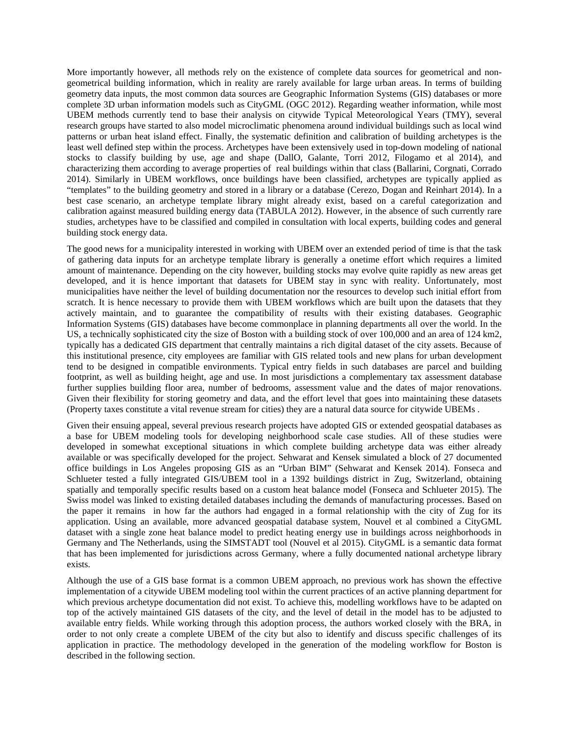More importantly however, all methods rely on the existence of complete data sources for geometrical and non-geometrical building information, which in reality are rarely available for large urban areas. In terms of building geometry data inputs, the most common data sources are Geographic Information Systems (GIS) databases or more complete 3D urban information models such as CityGML (OGC 2012). Regarding weather information, while most UBEM methods currently tend to base their analysis on citywide Typical Meteorological Years (TMY), several research groups have started to also model microclimatic phenomena around individual buildings such as local wind patterns or urban heat island effect. Finally, the systematic definition and calibration of building archetypes is the least well defined step within the process. Archetypes have been extensively used in top-down modeling of national stocks to classify building by use, age and shape (DallO, Galante, Torri 2012, Filogamo et al 2014), and characterizing them according to average properties of real buildings within that class (Ballarini, Corgnati, Corrado 2014). Similarly in UBEM workflows, once buildings have been classified, archetypes are typically applied as "templates" to the building geometry and stored in a library or a database (Cerezo, Dogan and Reinhart 2014). In a best case scenario, an archetype template library might already exist, based on a careful categorization and calibration against measured building energy data (TABULA 2012). However, in the absence of such currently rare studies, archetypes have to be classified and compiled in consultation with local experts, building codes and general building stock energy data.

The good news for a municipality interested in working with UBEM over an extended period of time is that the task of gathering data inputs for an archetype template library is generally a onetime effort which requires a limited amount of maintenance. Depending on the city however, building stocks may evolve quite rapidly as new areas get developed, and it is hence important that datasets for UBEM stay in sync with reality. Unfortunately, most municipalities have neither the level of building documentation nor the resources to develop such initial effort from scratch. It is hence necessary to provide them with UBEM workflows which are built upon the datasets that they actively maintain, and to guarantee the compatibility of results with their existing databases. Geographic Information Systems (GIS) databases have become commonplace in planning departments all over the world. In the US, a technically sophisticated city the size of Boston with a building stock of over 100,000 and an area of 124 km2, typically has a dedicated GIS department that centrally maintains a rich digital dataset of the city assets. Because of this institutional presence, city employees are familiar with GIS related tools and new plans for urban development tend to be designed in compatible environments. Typical entry fields in such databases are parcel and building footprint, as well as building height, age and use. In most jurisdictions a complementary tax assessment database further supplies building floor area, number of bedrooms, assessment value and the dates of major renovations. Given their flexibility for storing geometry and data, and the effort level that goes into maintaining these datasets (Property taxes constitute a vital revenue stream for cities) they are a natural data source for citywide UBEMs .

Given their ensuing appeal, several previous research projects have adopted GIS or extended geospatial databases as a base for UBEM modeling tools for developing neighborhood scale case studies. All of these studies were developed in somewhat exceptional situations in which complete building archetype data was either already available or was specifically developed for the project. Sehwarat and Kensek simulated a block of 27 documented office buildings in Los Angeles proposing GIS as an "Urban BIM" (Sehwarat and Kensek 2014). Fonseca and Schlueter tested a fully integrated GIS/UBEM tool in a 1392 buildings district in Zug, Switzerland, obtaining spatially and temporally specific results based on a custom heat balance model (Fonseca and Schlueter 2015). The Swiss model was linked to existing detailed databases including the demands of manufacturing processes. Based on the paper it remains in how far the authors had engaged in a formal relationship with the city of Zug for its application. Using an available, more advanced geospatial database system, Nouvel et al combined a CityGML dataset with a single zone heat balance model to predict heating energy use in buildings across neighborhoods in Germany and The Netherlands, using the SIMSTADT tool (Nouvel et al 2015). CityGML is a semantic data format that has been implemented for jurisdictions across Germany, where a fully documented national archetype library exists.

Although the use of a GIS base format is a common UBEM approach, no previous work has shown the effective implementation of a citywide UBEM modeling tool within the current practices of an active planning department for which previous archetype documentation did not exist. To achieve this, modelling workflows have to be adapted on top of the actively maintained GIS datasets of the city, and the level of detail in the model has to be adjusted to available entry fields. While working through this adoption process, the authors worked closely with the BRA, in order to not only create a complete UBEM of the city but also to identify and discuss specific challenges of its application in practice. The methodology developed in the generation of the modeling workflow for Boston is described in the following section.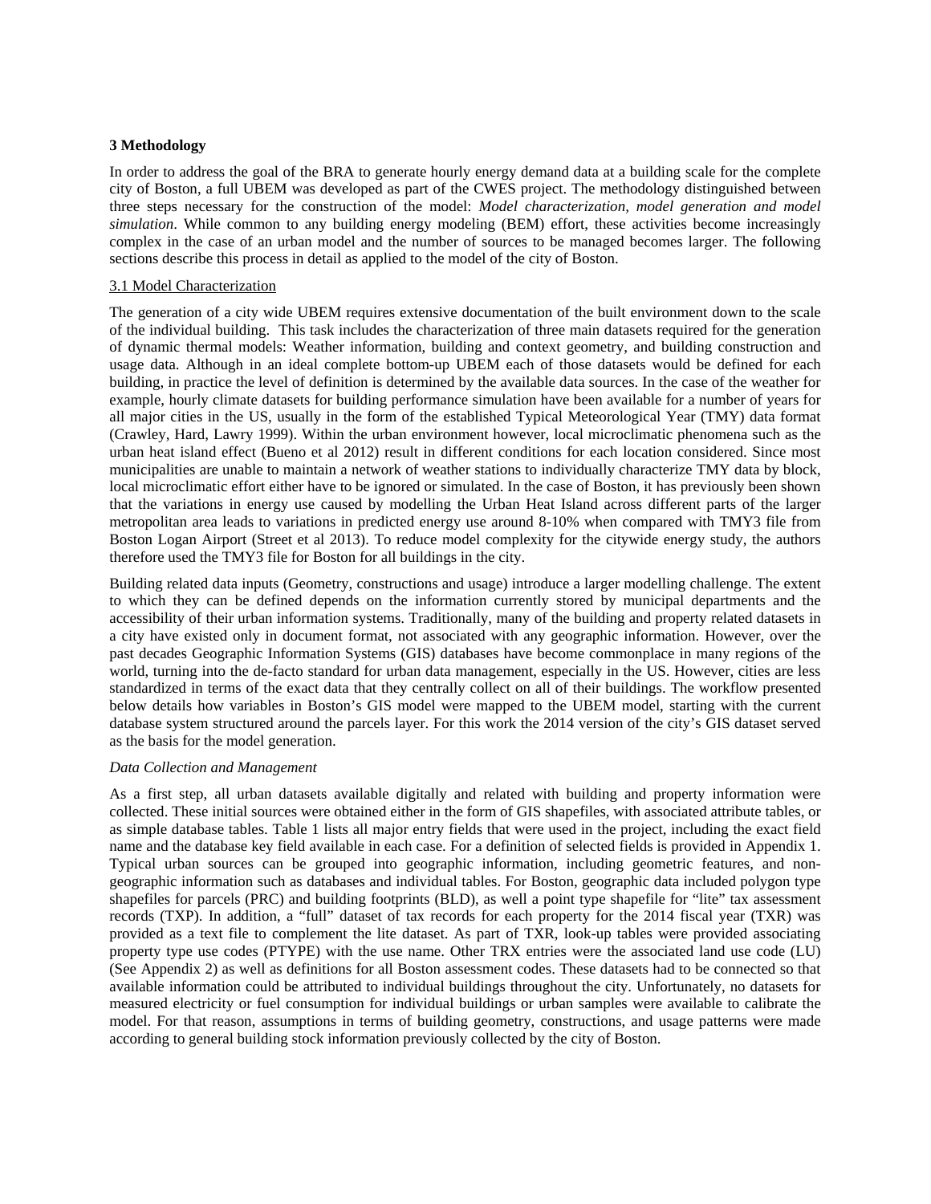## 3 Methodology

In order to address the goal of the BRA to generate hourly energy demand data at a building scale for the complete city of Boston, a full UBEM was developed as part of the CWES project. The methodology distinguished between three steps necessary for the construction of the model: *Model characterization, model generation and model simulation*. While common to any building energy modeling (BEM) effort, these activities become increasingly complex in the case of an urban model and the number of sources to be managed becomes larger. The following sections describe this process in detail as applied to the model of the city of Boston.

### 3.1 Model Characterization

The generation of a city wide UBEM requires extensive documentation of the built environment down to the scale of the individual building. This task includes the characterization of three main datasets required for the generation of dynamic thermal models: Weather information, building and context geometry, and building construction and usage data. Although in an ideal complete bottom-up UBEM each of those datasets would be defined for each building, in practice the level of definition is determined by the available data sources. In the case of the weather for example, hourly climate datasets for building performance simulation have been available for a number of years for all major cities in the US, usually in the form of the established Typical Meteorological Year (TMY) data format (Crawley, Hard, Lawry 1999). Within the urban environment however, local microclimatic phenomena such as the urban heat island effect (Bueno et al 2012) result in different conditions for each location considered. Since most municipalities are unable to maintain a network of weather stations to individually characterize TMY data by block, local microclimatic effort either have to be ignored or simulated. In the case of Boston, it has previously been shown that the variations in energy use caused by modelling the Urban Heat Island across different parts of the larger metropolitan area leads to variations in predicted energy use around 8-10% when compared with TMY3 file from Boston Logan Airport (Street et al 2013). To reduce model complexity for the citywide energy study, the authors therefore used the TMY3 file for Boston for all buildings in the city.

Building related data inputs (Geometry, constructions and usage) introduce a larger modelling challenge. The extent to which they can be defined depends on the information currently stored by municipal departments and the accessibility of their urban information systems. Traditionally, many of the building and property related datasets in a city have existed only in document format, not associated with any geographic information. However, over the past decades Geographic Information Systems (GIS) databases have become commonplace in many regions of the world, turning into the de-facto standard for urban data management, especially in the US. However, cities are less standardized in terms of the exact data that they centrally collect on all of their buildings. The workflow presented below details how variables in Boston's GIS model were mapped to the UBEM model, starting with the current database system structured around the parcels layer. For this work the 2014 version of the city's GIS dataset served as the basis for the model generation.

*Data Collection and Management*

As a first step, all urban datasets available digitally and related with building and property information were collected. These initial sources were obtained either in the form of GIS shapefiles, with associated attribute tables, or as simple database tables. Table 1 lists all major entry fields that were used in the project, including the exact field name and the database key field available in each case. For a definition of selected fields is provided in Appendix 1. Typical urban sources can be grouped into geographic information, including geometric features, and non-geographic information such as databases and individual tables. For Boston, geographic data included polygon type shapefiles for parcels (PRC) and building footprints (BLD), as well a point type shapefile for "lite" tax assessment records (TXP). In addition, a "full" dataset of tax records for each property for the 2014 fiscal year (TXR) was provided as a text file to complement the lite dataset. As part of TXR, look-up tables were provided associating property type use codes (PTYPE) with the use name. Other TRX entries were the associated land use code (LU) (See Appendix 2) as well as definitions for all Boston assessment codes. These datasets had to be connected so that available information could be attributed to individual buildings throughout the city. Unfortunately, no datasets for measured electricity or fuel consumption for individual buildings or urban samples were available to calibrate the model. For that reason, assumptions in terms of building geometry, constructions, and usage patterns were made according to general building stock information previously collected by the city of Boston.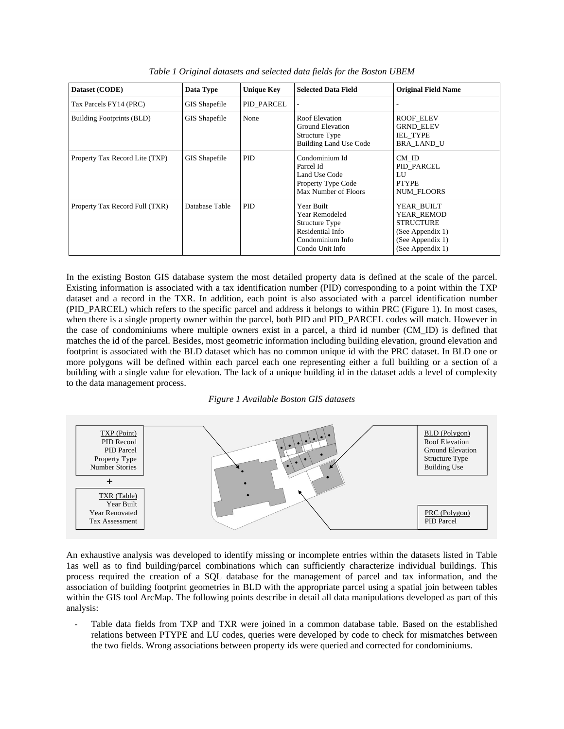*Table 1 Original datasets and selected data fields for the Boston UBEM*

| Dataset (CODE) | Data Type | Unique Key | Selected Data Field | Original Field Name |
|---|---|---|---|---|
| Tax Parcels FY14 (PRC) | GIS Shapefile | PID_PARCEL | - | - |
| Building Footprints (BLD) | GIS Shapefile | None | Roof Elevation<br>Ground Elevation<br>Structure Type<br>Building Land Use Code | ROOF_ELEV<br>GRND_ELEV<br>IEL_TYPE<br>BRA_LAND_U |
| Property Tax Record Lite (TXP) | GIS Shapefile | PID | Condominium Id<br>Parcel Id<br>Land Use Code<br>Property Type Code<br>Max Number of Floors | CM_ID<br>PID_PARCEL<br>LU<br>PTYPE<br>NUM_FLOORS |
| Property Tax Record Full (TXR) | Database Table | PID | Year Built<br>Year Remodeled<br>Structure Type<br>Residential Info<br>Condominium Info<br>Condo Unit Info | YEAR_BUILT<br>YEAR_REMOD<br>STRUCTURE<br>(See Appendix 1)<br>(See Appendix 1)<br>(See Appendix 1) |

In the existing Boston GIS database system the most detailed property data is defined at the scale of the parcel. Existing information is associated with a tax identification number (PID) corresponding to a point within the TXP dataset and a record in the TXR. In addition, each point is also associated with a parcel identification number (PID_PARCEL) which refers to the specific parcel and address it belongs to within PRC (Figure 1). In most cases, when there is a single property owner within the parcel, both PID and PID_PARCEL codes will match. However in the case of condominiums where multiple owners exist in a parcel, a third id number (CM_ID) is defined that matches the id of the parcel. Besides, most geometric information including building elevation, ground elevation and footprint is associated with the BLD dataset which has no common unique id with the PRC dataset. In BLD one or more polygons will be defined within each parcel each one representing either a full building or a section of a building with a single value for elevation. The lack of a unique building id in the dataset adds a level of complexity to the data management process.

*Figure 1 Available Boston GIS datasets*

TXP (Point)
PID Record
PID Parcel
Property Type
Number Stories

+

TXR (Table)
Year Built
Year Renovated
Tax Assessment

BLD (Polygon)
Roof Elevation
Ground Elevation
Structure Type
Building Use

PRC (Polygon)
PID Parcel

An exhaustive analysis was developed to identify missing or incomplete entries within the datasets listed in Table 1as well as to find building/parcel combinations which can sufficiently characterize individual buildings. This process required the creation of a SQL database for the management of parcel and tax information, and the association of building footprint geometries in BLD with the appropriate parcel using a spatial join between tables within the GIS tool ArcMap. The following points describe in detail all data manipulations developed as part of this analysis:

- Table data fields from TXP and TXR were joined in a common database table. Based on the established relations between PTYPE and LU codes, queries were developed by code to check for mismatches between the two fields. Wrong associations between property ids were queried and corrected for condominiums.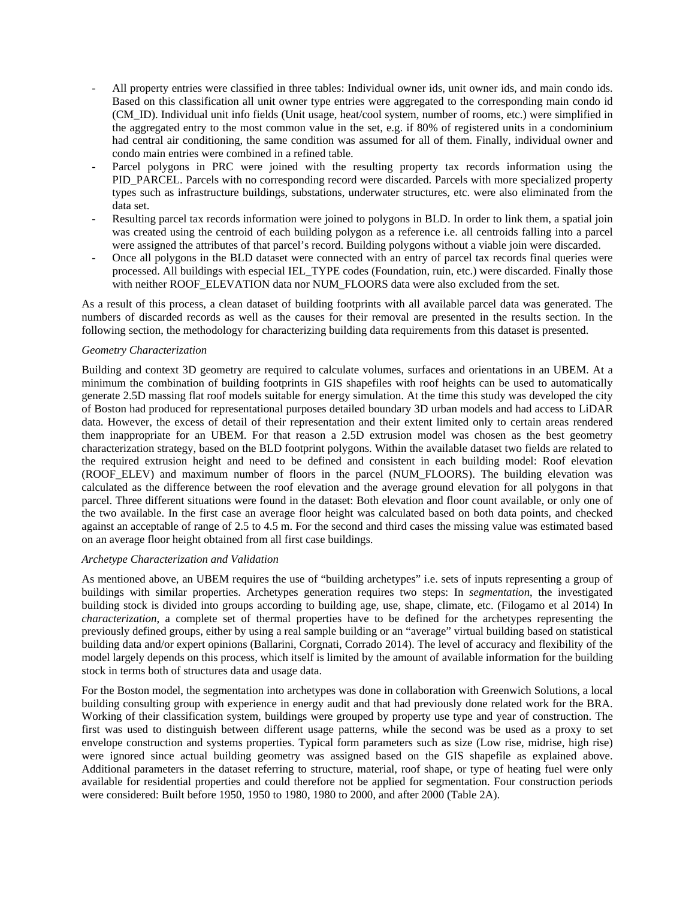- All property entries were classified in three tables: Individual owner ids, unit owner ids, and main condo ids. Based on this classification all unit owner type entries were aggregated to the corresponding main condo id (CM_ID). Individual unit info fields (Unit usage, heat/cool system, number of rooms, etc.) were simplified in the aggregated entry to the most common value in the set, e.g. if 80% of registered units in a condominium had central air conditioning, the same condition was assumed for all of them. Finally, individual owner and condo main entries were combined in a refined table.
- Parcel polygons in PRC were joined with the resulting property tax records information using the PID_PARCEL. Parcels with no corresponding record were discarded. Parcels with more specialized property types such as infrastructure buildings, substations, underwater structures, etc. were also eliminated from the data set.
- Resulting parcel tax records information were joined to polygons in BLD. In order to link them, a spatial join was created using the centroid of each building polygon as a reference i.e. all centroids falling into a parcel were assigned the attributes of that parcel's record. Building polygons without a viable join were discarded.
- Once all polygons in the BLD dataset were connected with an entry of parcel tax records final queries were processed. All buildings with especial IEL_TYPE codes (Foundation, ruin, etc.) were discarded. Finally those with neither ROOF_ELEVATION data nor NUM_FLOORS data were also excluded from the set.

As a result of this process, a clean dataset of building footprints with all available parcel data was generated. The numbers of discarded records as well as the causes for their removal are presented in the results section. In the following section, the methodology for characterizing building data requirements from this dataset is presented.

*Geometry Characterization*

Building and context 3D geometry are required to calculate volumes, surfaces and orientations in an UBEM. At a minimum the combination of building footprints in GIS shapefiles with roof heights can be used to automatically generate 2.5D massing flat roof models suitable for energy simulation. At the time this study was developed the city of Boston had produced for representational purposes detailed boundary 3D urban models and had access to LiDAR data. However, the excess of detail of their representation and their extent limited only to certain areas rendered them inappropriate for an UBEM. For that reason a 2.5D extrusion model was chosen as the best geometry characterization strategy, based on the BLD footprint polygons. Within the available dataset two fields are related to the required extrusion height and need to be defined and consistent in each building model: Roof elevation (ROOF_ELEV) and maximum number of floors in the parcel (NUM_FLOORS). The building elevation was calculated as the difference between the roof elevation and the average ground elevation for all polygons in that parcel. Three different situations were found in the dataset: Both elevation and floor count available, or only one of the two available. In the first case an average floor height was calculated based on both data points, and checked against an acceptable of range of 2.5 to 4.5 m. For the second and third cases the missing value was estimated based on an average floor height obtained from all first case buildings.

*Archetype Characterization and Validation*

As mentioned above, an UBEM requires the use of "building archetypes" i.e. sets of inputs representing a group of buildings with similar properties. Archetypes generation requires two steps: In *segmentation*, the investigated building stock is divided into groups according to building age, use, shape, climate, etc. (Filogamo et al 2014) In *characterization*, a complete set of thermal properties have to be defined for the archetypes representing the previously defined groups, either by using a real sample building or an "average" virtual building based on statistical building data and/or expert opinions (Ballarini, Corgnati, Corrado 2014). The level of accuracy and flexibility of the model largely depends on this process, which itself is limited by the amount of available information for the building stock in terms both of structures data and usage data.

For the Boston model, the segmentation into archetypes was done in collaboration with Greenwich Solutions, a local building consulting group with experience in energy audit and that had previously done related work for the BRA. Working of their classification system, buildings were grouped by property use type and year of construction. The first was used to distinguish between different usage patterns, while the second was be used as a proxy to set envelope construction and systems properties. Typical form parameters such as size (Low rise, midrise, high rise) were ignored since actual building geometry was assigned based on the GIS shapefile as explained above. Additional parameters in the dataset referring to structure, material, roof shape, or type of heating fuel were only available for residential properties and could therefore not be applied for segmentation. Four construction periods were considered: Built before 1950, 1950 to 1980, 1980 to 2000, and after 2000 (Table 2A).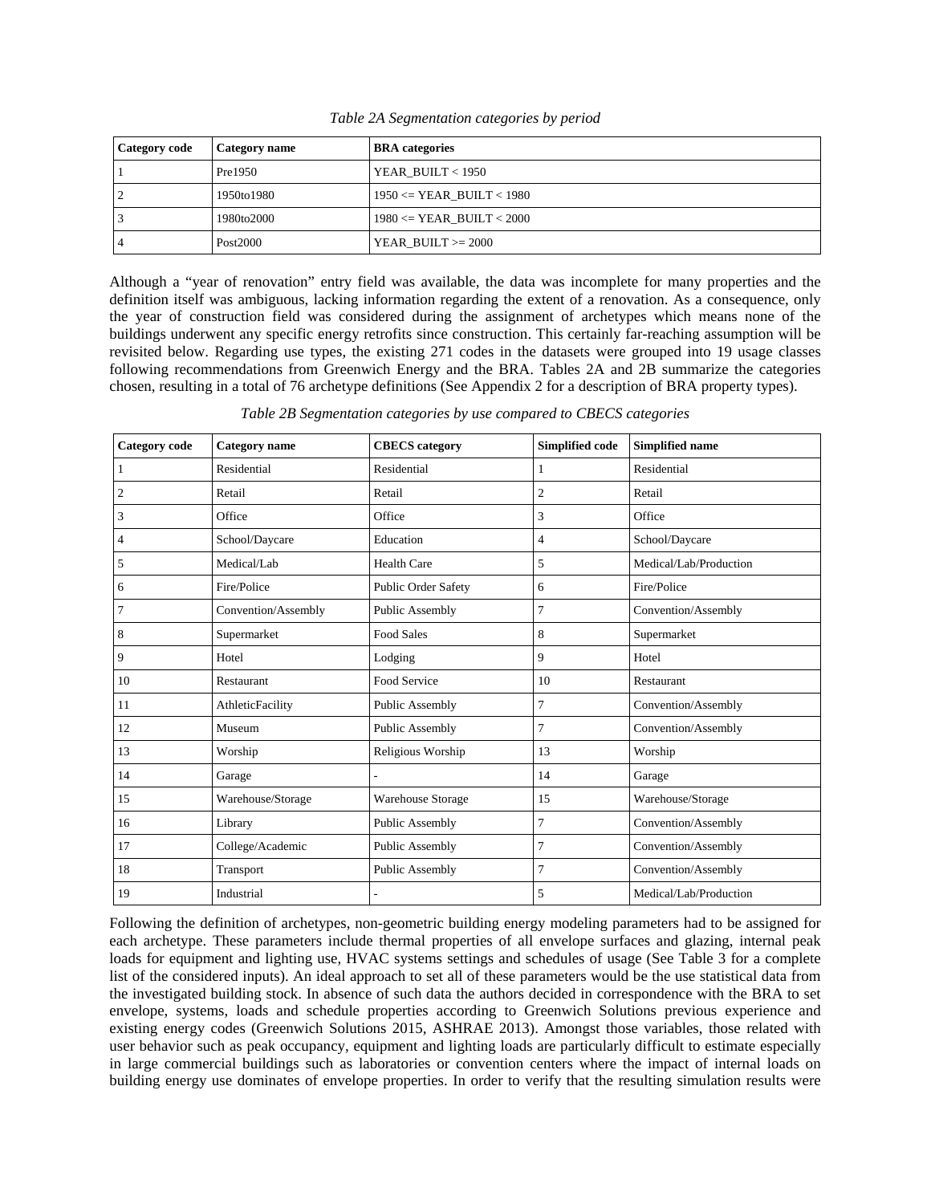*Table 2A Segmentation categories by period*

| Category code | Category name | BRA categories |
|---|---|---|
| 1 | Pre1950 | YEAR_BUILT < 1950 |
| 2 | 1950to1980 | 1950 <= YEAR_BUILT < 1980 |
| 3 | 1980to2000 | 1980 <= YEAR_BUILT < 2000 |
| 4 | Post2000 | YEAR_BUILT >= 2000 |

Although a "year of renovation" entry field was available, the data was incomplete for many properties and the definition itself was ambiguous, lacking information regarding the extent of a renovation. As a consequence, only the year of construction field was considered during the assignment of archetypes which means none of the buildings underwent any specific energy retrofits since construction. This certainly far-reaching assumption will be revisited below. Regarding use types, the existing 271 codes in the datasets were grouped into 19 usage classes following recommendations from Greenwich Energy and the BRA. Tables 2A and 2B summarize the categories chosen, resulting in a total of 76 archetype definitions (See Appendix 2 for a description of BRA property types).

*Table 2B Segmentation categories by use compared to CBECS categories*

| Category code | Category name | CBECS category | Simplified code | Simplified name |
|---|---|---|---|---|
| 1 | Residential | Residential | 1 | Residential |
| 2 | Retail | Retail | 2 | Retail |
| 3 | Office | Office | 3 | Office |
| 4 | School/Daycare | Education | 4 | School/Daycare |
| 5 | Medical/Lab | Health Care | 5 | Medical/Lab/Production |
| 6 | Fire/Police | Public Order Safety | 6 | Fire/Police |
| 7 | Convention/Assembly | Public Assembly | 7 | Convention/Assembly |
| 8 | Supermarket | Food Sales | 8 | Supermarket |
| 9 | Hotel | Lodging | 9 | Hotel |
| 10 | Restaurant | Food Service | 10 | Restaurant |
| 11 | AthleticFacility | Public Assembly | 7 | Convention/Assembly |
| 12 | Museum | Public Assembly | 7 | Convention/Assembly |
| 13 | Worship | Religious Worship | 13 | Worship |
| 14 | Garage | - | 14 | Garage |
| 15 | Warehouse/Storage | Warehouse Storage | 15 | Warehouse/Storage |
| 16 | Library | Public Assembly | 7 | Convention/Assembly |
| 17 | College/Academic | Public Assembly | 7 | Convention/Assembly |
| 18 | Transport | Public Assembly | 7 | Convention/Assembly |
| 19 | Industrial | - | 5 | Medical/Lab/Production |

Following the definition of archetypes, non-geometric building energy modeling parameters had to be assigned for each archetype. These parameters include thermal properties of all envelope surfaces and glazing, internal peak loads for equipment and lighting use, HVAC systems settings and schedules of usage (See Table 3 for a complete list of the considered inputs). An ideal approach to set all of these parameters would be the use statistical data from the investigated building stock. In absence of such data the authors decided in correspondence with the BRA to set envelope, systems, loads and schedule properties according to Greenwich Solutions previous experience and existing energy codes (Greenwich Solutions 2015, ASHRAE 2013). Amongst those variables, those related with user behavior such as peak occupancy, equipment and lighting loads are particularly difficult to estimate especially in large commercial buildings such as laboratories or convention centers where the impact of internal loads on building energy use dominates of envelope properties. In order to verify that the resulting simulation results were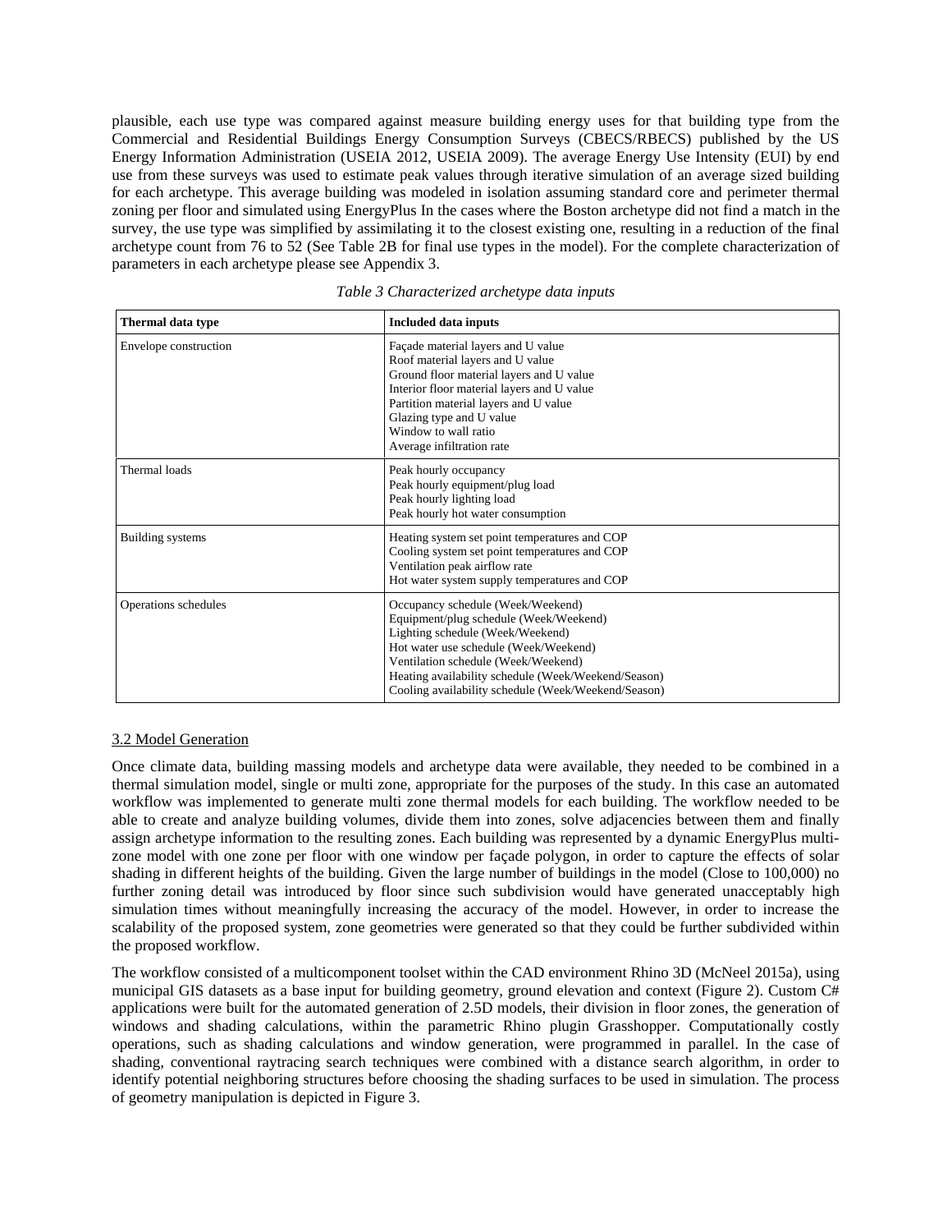plausible, each use type was compared against measure building energy uses for that building type from the Commercial and Residential Buildings Energy Consumption Surveys (CBECS/RBECS) published by the US Energy Information Administration (USEIA 2012, USEIA 2009). The average Energy Use Intensity (EUI) by end use from these surveys was used to estimate peak values through iterative simulation of an average sized building for each archetype. This average building was modeled in isolation assuming standard core and perimeter thermal zoning per floor and simulated using EnergyPlus In the cases where the Boston archetype did not find a match in the survey, the use type was simplified by assimilating it to the closest existing one, resulting in a reduction of the final archetype count from 76 to 52 (See Table 2B for final use types in the model). For the complete characterization of parameters in each archetype please see Appendix 3.

*Table 3 Characterized archetype data inputs*

| Thermal data type | Included data inputs |
|---|---|
| Envelope construction | Façade material layers and U value<br>Roof material layers and U value<br>Ground floor material layers and U value<br>Interior floor material layers and U value<br>Partition material layers and U value<br>Glazing type and U value<br>Window to wall ratio<br>Average infiltration rate |
| Thermal loads | Peak hourly occupancy<br>Peak hourly equipment/plug load<br>Peak hourly lighting load<br>Peak hourly hot water consumption |
| Building systems | Heating system set point temperatures and COP<br>Cooling system set point temperatures and COP<br>Ventilation peak airflow rate<br>Hot water system supply temperatures and COP |
| Operations schedules | Occupancy schedule (Week/Weekend)<br>Equipment/plug schedule (Week/Weekend)<br>Lighting schedule (Week/Weekend)<br>Hot water use schedule (Week/Weekend)<br>Ventilation schedule (Week/Weekend)<br>Heating availability schedule (Week/Weekend/Season)<br>Cooling availability schedule (Week/Weekend/Season) |

### 3.2 Model Generation

Once climate data, building massing models and archetype data were available, they needed to be combined in a thermal simulation model, single or multi zone, appropriate for the purposes of the study. In this case an automated workflow was implemented to generate multi zone thermal models for each building. The workflow needed to be able to create and analyze building volumes, divide them into zones, solve adjacencies between them and finally assign archetype information to the resulting zones. Each building was represented by a dynamic EnergyPlus multi-zone model with one zone per floor with one window per façade polygon, in order to capture the effects of solar shading in different heights of the building. Given the large number of buildings in the model (Close to 100,000) no further zoning detail was introduced by floor since such subdivision would have generated unacceptably high simulation times without meaningfully increasing the accuracy of the model. However, in order to increase the scalability of the proposed system, zone geometries were generated so that they could be further subdivided within the proposed workflow.

The workflow consisted of a multicomponent toolset within the CAD environment Rhino 3D (McNeel 2015a), using municipal GIS datasets as a base input for building geometry, ground elevation and context (Figure 2). Custom C# applications were built for the automated generation of 2.5D models, their division in floor zones, the generation of windows and shading calculations, within the parametric Rhino plugin Grasshopper. Computationally costly operations, such as shading calculations and window generation, were programmed in parallel. In the case of shading, conventional raytracing search techniques were combined with a distance search algorithm, in order to identify potential neighboring structures before choosing the shading surfaces to be used in simulation. The process of geometry manipulation is depicted in Figure 3.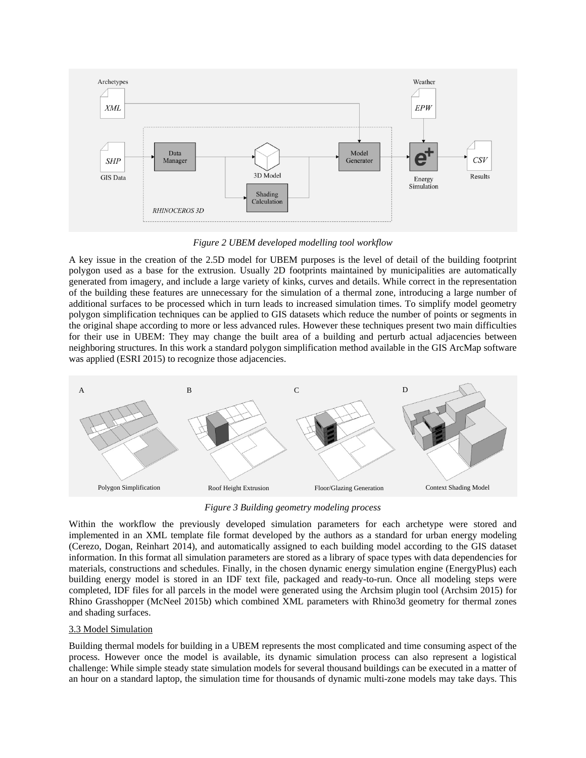*Figure 2 UBEM developed modelling tool workflow*

A key issue in the creation of the 2.5D model for UBEM purposes is the level of detail of the building footprint polygon used as a base for the extrusion. Usually 2D footprints maintained by municipalities are automatically generated from imagery, and include a large variety of kinks, curves and details. While correct in the representation of the building these features are unnecessary for the simulation of a thermal zone, introducing a large number of additional surfaces to be processed which in turn leads to increased simulation times. To simplify model geometry polygon simplification techniques can be applied to GIS datasets which reduce the number of points or segments in the original shape according to more or less advanced rules. However these techniques present two main difficulties for their use in UBEM: They may change the built area of a building and perturb actual adjacencies between neighboring structures. In this work a standard polygon simplification method available in the GIS ArcMap software was applied (ESRI 2015) to recognize those adjacencies.

*Figure 3 Building geometry modeling process*

Within the workflow the previously developed simulation parameters for each archetype were stored and implemented in an XML template file format developed by the authors as a standard for urban energy modeling (Cerezo, Dogan, Reinhart 2014), and automatically assigned to each building model according to the GIS dataset information. In this format all simulation parameters are stored as a library of space types with data dependencies for materials, constructions and schedules. Finally, in the chosen dynamic energy simulation engine (EnergyPlus) each building energy model is stored in an IDF text file, packaged and ready-to-run. Once all modeling steps were completed, IDF files for all parcels in the model were generated using the Archsim plugin tool (Archsim 2015) for Rhino Grasshopper (McNeel 2015b) which combined XML parameters with Rhino3d geometry for thermal zones and shading surfaces.

### 3.3 Model Simulation

Building thermal models for building in a UBEM represents the most complicated and time consuming aspect of the process. However once the model is available, its dynamic simulation process can also represent a logistical challenge: While simple steady state simulation models for several thousand buildings can be executed in a matter of an hour on a standard laptop, the simulation time for thousands of dynamic multi-zone models may take days. This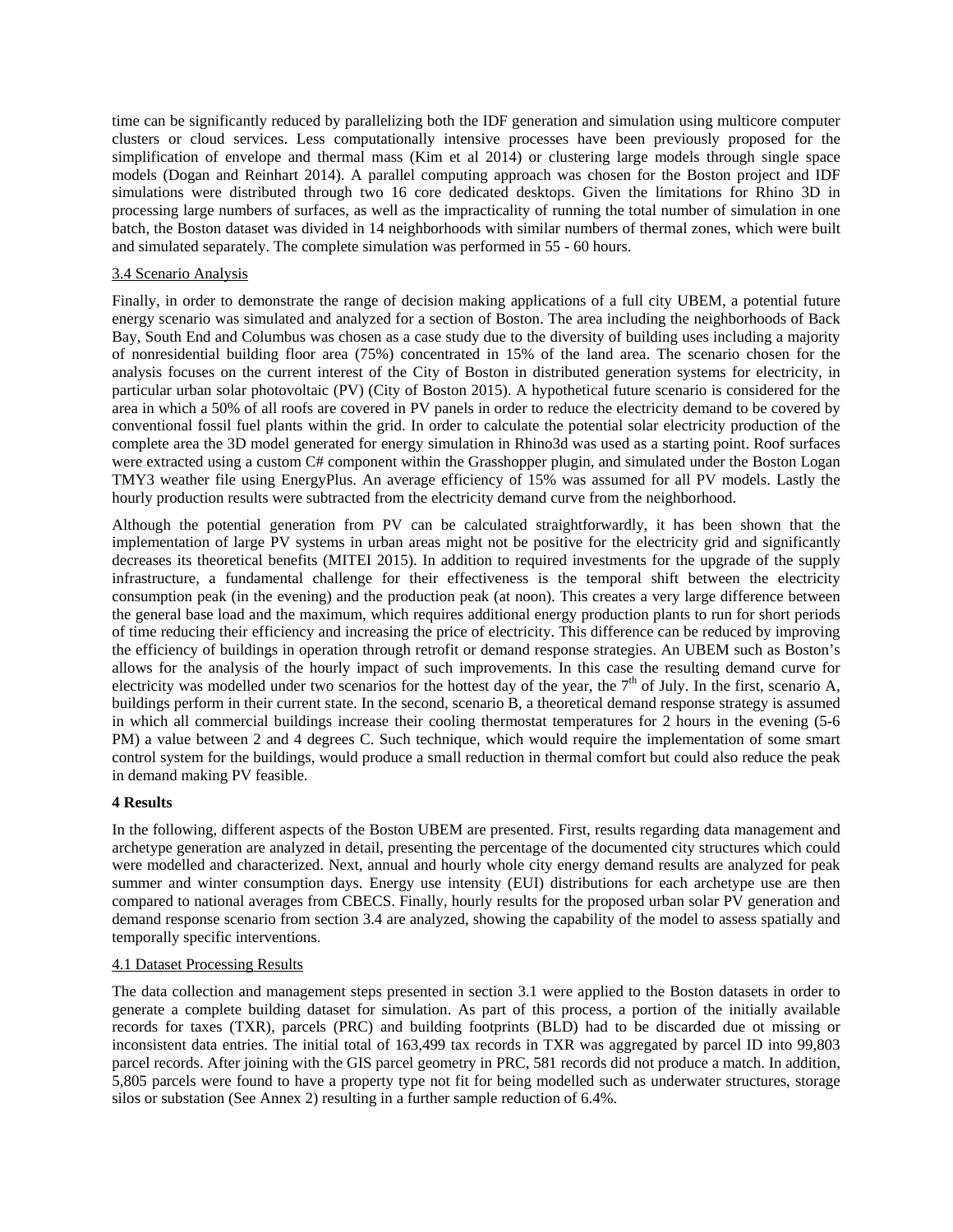time can be significantly reduced by parallelizing both the IDF generation and simulation using multicore computer clusters or cloud services. Less computationally intensive processes have been previously proposed for the simplification of envelope and thermal mass (Kim et al 2014) or clustering large models through single space models (Dogan and Reinhart 2014). A parallel computing approach was chosen for the Boston project and IDF simulations were distributed through two 16 core dedicated desktops. Given the limitations for Rhino 3D in processing large numbers of surfaces, as well as the impracticality of running the total number of simulation in one batch, the Boston dataset was divided in 14 neighborhoods with similar numbers of thermal zones, which were built and simulated separately. The complete simulation was performed in 55 - 60 hours.

### 3.4 Scenario Analysis

Finally, in order to demonstrate the range of decision making applications of a full city UBEM, a potential future energy scenario was simulated and analyzed for a section of Boston. The area including the neighborhoods of Back Bay, South End and Columbus was chosen as a case study due to the diversity of building uses including a majority of nonresidential building floor area (75%) concentrated in 15% of the land area. The scenario chosen for the analysis focuses on the current interest of the City of Boston in distributed generation systems for electricity, in particular urban solar photovoltaic (PV) (City of Boston 2015). A hypothetical future scenario is considered for the area in which a 50% of all roofs are covered in PV panels in order to reduce the electricity demand to be covered by conventional fossil fuel plants within the grid. In order to calculate the potential solar electricity production of the complete area the 3D model generated for energy simulation in Rhino3d was used as a starting point. Roof surfaces were extracted using a custom C# component within the Grasshopper plugin, and simulated under the Boston Logan TMY3 weather file using EnergyPlus. An average efficiency of 15% was assumed for all PV models. Lastly the hourly production results were subtracted from the electricity demand curve from the neighborhood.

Although the potential generation from PV can be calculated straightforwardly, it has been shown that the implementation of large PV systems in urban areas might not be positive for the electricity grid and significantly decreases its theoretical benefits (MITEI 2015). In addition to required investments for the upgrade of the supply infrastructure, a fundamental challenge for their effectiveness is the temporal shift between the electricity consumption peak (in the evening) and the production peak (at noon). This creates a very large difference between the general base load and the maximum, which requires additional energy production plants to run for short periods of time reducing their efficiency and increasing the price of electricity. This difference can be reduced by improving the efficiency of buildings in operation through retrofit or demand response strategies. An UBEM such as Boston's allows for the analysis of the hourly impact of such improvements. In this case the resulting demand curve for electricity was modelled under two scenarios for the hottest day of the year, the 7th of July. In the first, scenario A, buildings perform in their current state. In the second, scenario B, a theoretical demand response strategy is assumed in which all commercial buildings increase their cooling thermostat temperatures for 2 hours in the evening (5-6 PM) a value between 2 and 4 degrees C. Such technique, which would require the implementation of some smart control system for the buildings, would produce a small reduction in thermal comfort but could also reduce the peak in demand making PV feasible.

## 4 Results

In the following, different aspects of the Boston UBEM are presented. First, results regarding data management and archetype generation are analyzed in detail, presenting the percentage of the documented city structures which could were modelled and characterized. Next, annual and hourly whole city energy demand results are analyzed for peak summer and winter consumption days. Energy use intensity (EUI) distributions for each archetype use are then compared to national averages from CBECS. Finally, hourly results for the proposed urban solar PV generation and demand response scenario from section 3.4 are analyzed, showing the capability of the model to assess spatially and temporally specific interventions.

### 4.1 Dataset Processing Results

The data collection and management steps presented in section 3.1 were applied to the Boston datasets in order to generate a complete building dataset for simulation. As part of this process, a portion of the initially available records for taxes (TXR), parcels (PRC) and building footprints (BLD) had to be discarded due ot missing or inconsistent data entries. The initial total of 163,499 tax records in TXR was aggregated by parcel ID into 99,803 parcel records. After joining with the GIS parcel geometry in PRC, 581 records did not produce a match. In addition, 5,805 parcels were found to have a property type not fit for being modelled such as underwater structures, storage silos or substation (See Annex 2) resulting in a further sample reduction of 6.4%.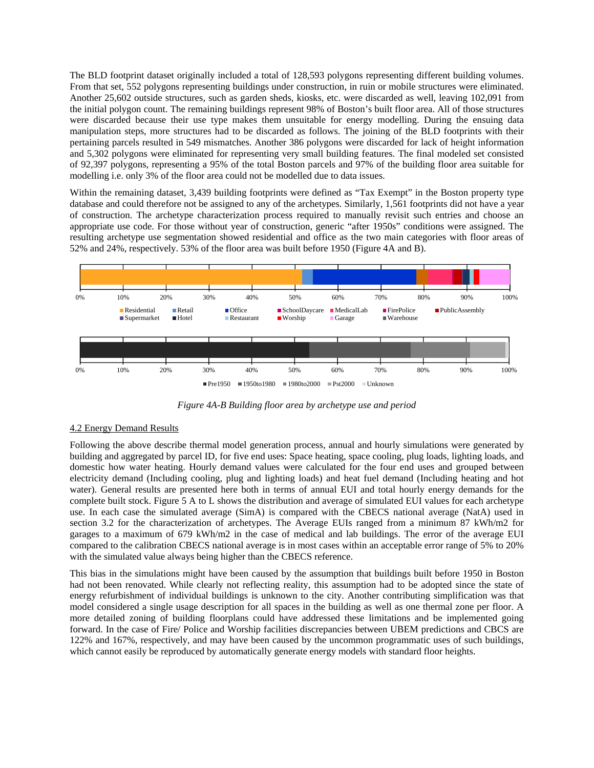The BLD footprint dataset originally included a total of 128,593 polygons representing different building volumes. From that set, 552 polygons representing buildings under construction, in ruin or mobile structures were eliminated. Another 25,602 outside structures, such as garden sheds, kiosks, etc. were discarded as well, leaving 102,091 from the initial polygon count. The remaining buildings represent 98% of Boston's built floor area. All of those structures were discarded because their use type makes them unsuitable for energy modelling. During the ensuing data manipulation steps, more structures had to be discarded as follows. The joining of the BLD footprints with their pertaining parcels resulted in 549 mismatches. Another 386 polygons were discarded for lack of height information and 5,302 polygons were eliminated for representing very small building features. The final modeled set consisted of 92,397 polygons, representing a 95% of the total Boston parcels and 97% of the building floor area suitable for modelling i.e. only 3% of the floor area could not be modelled due to data issues.

Within the remaining dataset, 3,439 building footprints were defined as "Tax Exempt" in the Boston property type database and could therefore not be assigned to any of the archetypes. Similarly, 1,561 footprints did not have a year of construction. The archetype characterization process required to manually revisit such entries and choose an appropriate use code. For those without year of construction, generic "after 1950s" conditions were assigned. The resulting archetype use segmentation showed residential and office as the two main categories with floor areas of 52% and 24%, respectively. 53% of the floor area was built before 1950 (Figure 4A and B).

*Figure 4A-B Building floor area by archetype use and period*

## 4.2 Energy Demand Results

Following the above describe thermal model generation process, annual and hourly simulations were generated by building and aggregated by parcel ID, for five end uses: Space heating, space cooling, plug loads, lighting loads, and domestic how water heating. Hourly demand values were calculated for the four end uses and grouped between electricity demand (Including cooling, plug and lighting loads) and heat fuel demand (Including heating and hot water). General results are presented here both in terms of annual EUI and total hourly energy demands for the complete built stock. Figure 5 A to L shows the distribution and average of simulated EUI values for each archetype use. In each case the simulated average (SimA) is compared with the CBECS national average (NatA) used in section 3.2 for the characterization of archetypes. The Average EUIs ranged from a minimum 87 kWh/m2 for garages to a maximum of 679 kWh/m2 in the case of medical and lab buildings. The error of the average EUI compared to the calibration CBECS national average is in most cases within an acceptable error range of 5% to 20% with the simulated value always being higher than the CBECS reference.

This bias in the simulations might have been caused by the assumption that buildings built before 1950 in Boston had not been renovated. While clearly not reflecting reality, this assumption had to be adopted since the state of energy refurbishment of individual buildings is unknown to the city. Another contributing simplification was that model considered a single usage description for all spaces in the building as well as one thermal zone per floor. A more detailed zoning of building floorplans could have addressed these limitations and be implemented going forward. In the case of Fire/ Police and Worship facilities discrepancies between UBEM predictions and CBCS are 122% and 167%, respectively, and may have been caused by the uncommon programmatic uses of such buildings, which cannot easily be reproduced by automatically generate energy models with standard floor heights.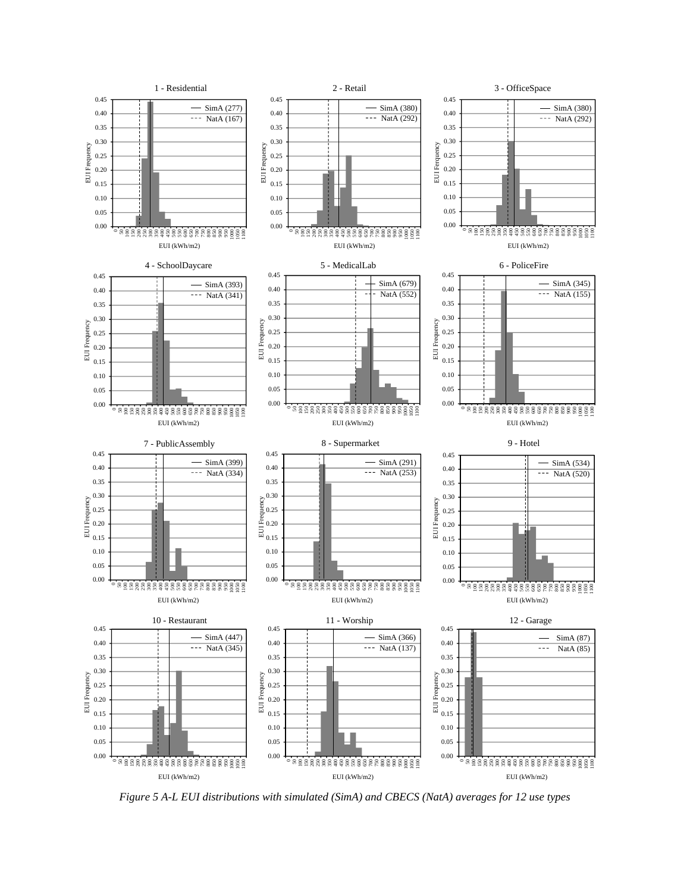Figure 5 A-L EUI distributions with simulated (SimA) and CBECS (NatA) averages for 12 use types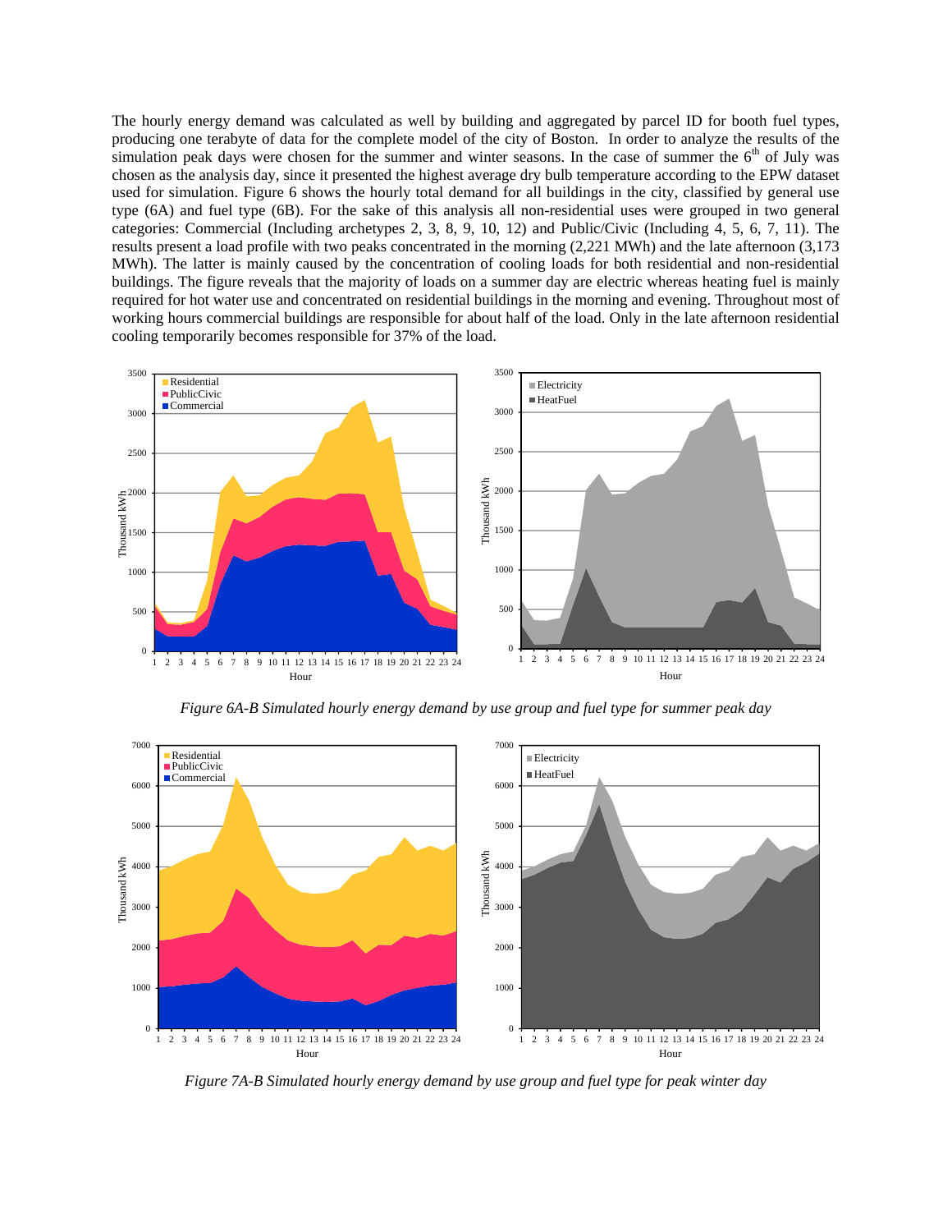The hourly energy demand was calculated as well by building and aggregated by parcel ID for booth fuel types, producing one terabyte of data for the complete model of the city of Boston. In order to analyze the results of the simulation peak days were chosen for the summer and winter seasons. In the case of summer the 6th of July was chosen as the analysis day, since it presented the highest average dry bulb temperature according to the EPW dataset used for simulation. Figure 6 shows the hourly total demand for all buildings in the city, classified by general use type (6A) and fuel type (6B). For the sake of this analysis all non-residential uses were grouped in two general categories: Commercial (Including archetypes 2, 3, 8, 9, 10, 12) and Public/Civic (Including 4, 5, 6, 7, 11). The results present a load profile with two peaks concentrated in the morning (2,221 MWh) and the late afternoon (3,173 MWh). The latter is mainly caused by the concentration of cooling loads for both residential and non-residential buildings. The figure reveals that the majority of loads on a summer day are electric whereas heating fuel is mainly required for hot water use and concentrated on residential buildings in the morning and evening. Throughout most of working hours commercial buildings are responsible for about half of the load. Only in the late afternoon residential cooling temporarily becomes responsible for 37% of the load.

*Figure 6A-B Simulated hourly energy demand by use group and fuel type for summer peak day*

*Figure 7A-B Simulated hourly energy demand by use group and fuel type for peak winter day*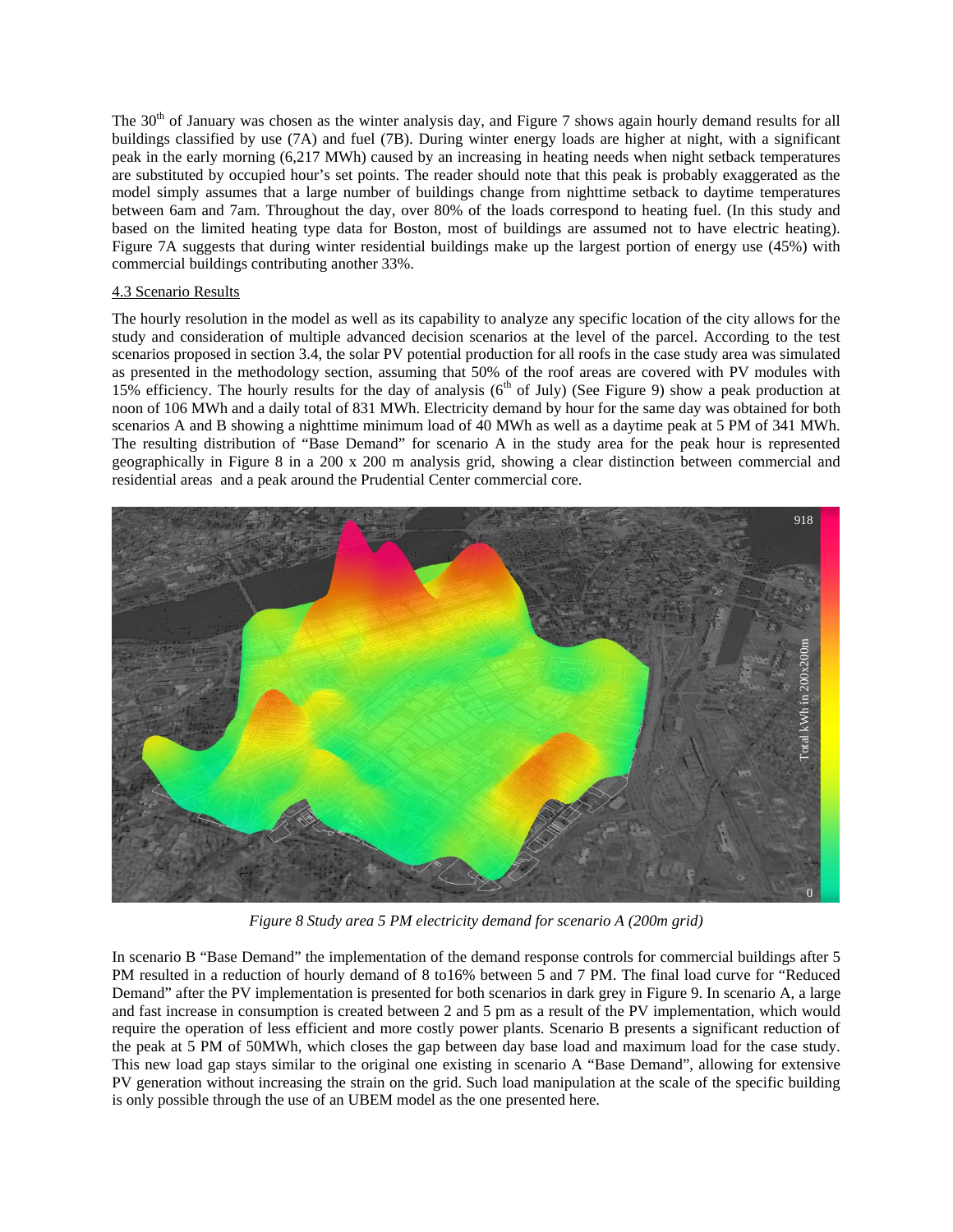The 30th of January was chosen as the winter analysis day, and Figure 7 shows again hourly demand results for all buildings classified by use (7A) and fuel (7B). During winter energy loads are higher at night, with a significant peak in the early morning (6,217 MWh) caused by an increasing in heating needs when night setback temperatures are substituted by occupied hour's set points. The reader should note that this peak is probably exaggerated as the model simply assumes that a large number of buildings change from nighttime setback to daytime temperatures between 6am and 7am. Throughout the day, over 80% of the loads correspond to heating fuel. (In this study and based on the limited heating type data for Boston, most of buildings are assumed not to have electric heating). Figure 7A suggests that during winter residential buildings make up the largest portion of energy use (45%) with commercial buildings contributing another 33%.

4.3 Scenario Results

The hourly resolution in the model as well as its capability to analyze any specific location of the city allows for the study and consideration of multiple advanced decision scenarios at the level of the parcel. According to the test scenarios proposed in section 3.4, the solar PV potential production for all roofs in the case study area was simulated as presented in the methodology section, assuming that 50% of the roof areas are covered with PV modules with 15% efficiency. The hourly results for the day of analysis (6th of July) (See Figure 9) show a peak production at noon of 106 MWh and a daily total of 831 MWh. Electricity demand by hour for the same day was obtained for both scenarios A and B showing a nighttime minimum load of 40 MWh as well as a daytime peak at 5 PM of 341 MWh. The resulting distribution of "Base Demand" for scenario A in the study area for the peak hour is represented geographically in Figure 8 in a 200 x 200 m analysis grid, showing a clear distinction between commercial and residential areas and a peak around the Prudential Center commercial core.

*Figure 8 Study area 5 PM electricity demand for scenario A (200m grid)*

In scenario B "Base Demand" the implementation of the demand response controls for commercial buildings after 5 PM resulted in a reduction of hourly demand of 8 to16% between 5 and 7 PM. The final load curve for "Reduced Demand" after the PV implementation is presented for both scenarios in dark grey in Figure 9. In scenario A, a large and fast increase in consumption is created between 2 and 5 pm as a result of the PV implementation, which would require the operation of less efficient and more costly power plants. Scenario B presents a significant reduction of the peak at 5 PM of 50MWh, which closes the gap between day base load and maximum load for the case study. This new load gap stays similar to the original one existing in scenario A "Base Demand", allowing for extensive PV generation without increasing the strain on the grid. Such load manipulation at the scale of the specific building is only possible through the use of an UBEM model as the one presented here.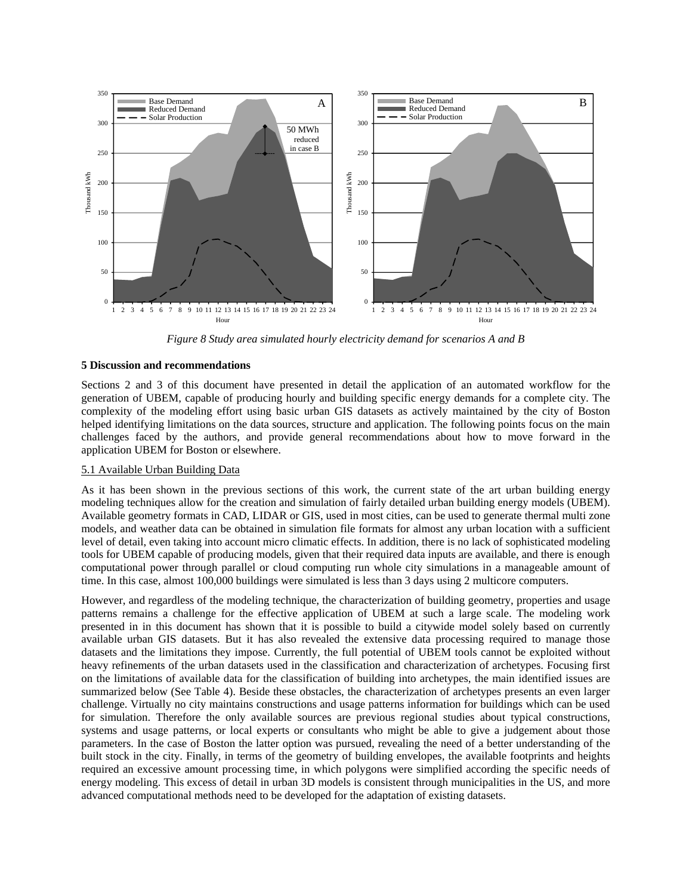*Figure 8 Study area simulated hourly electricity demand for scenarios A and B*

## 5 Discussion and recommendations

Sections 2 and 3 of this document have presented in detail the application of an automated workflow for the generation of UBEM, capable of producing hourly and building specific energy demands for a complete city. The complexity of the modeling effort using basic urban GIS datasets as actively maintained by the city of Boston helped identifying limitations on the data sources, structure and application. The following points focus on the main challenges faced by the authors, and provide general recommendations about how to move forward in the application UBEM for Boston or elsewhere.

### 5.1 Available Urban Building Data

As it has been shown in the previous sections of this work, the current state of the art urban building energy modeling techniques allow for the creation and simulation of fairly detailed urban building energy models (UBEM). Available geometry formats in CAD, LIDAR or GIS, used in most cities, can be used to generate thermal multi zone models, and weather data can be obtained in simulation file formats for almost any urban location with a sufficient level of detail, even taking into account micro climatic effects. In addition, there is no lack of sophisticated modeling tools for UBEM capable of producing models, given that their required data inputs are available, and there is enough computational power through parallel or cloud computing run whole city simulations in a manageable amount of time. In this case, almost 100,000 buildings were simulated is less than 3 days using 2 multicore computers.

However, and regardless of the modeling technique, the characterization of building geometry, properties and usage patterns remains a challenge for the effective application of UBEM at such a large scale. The modeling work presented in in this document has shown that it is possible to build a citywide model solely based on currently available urban GIS datasets. But it has also revealed the extensive data processing required to manage those datasets and the limitations they impose. Currently, the full potential of UBEM tools cannot be exploited without heavy refinements of the urban datasets used in the classification and characterization of archetypes. Focusing first on the limitations of available data for the classification of building into archetypes, the main identified issues are summarized below (See Table 4). Beside these obstacles, the characterization of archetypes presents an even larger challenge. Virtually no city maintains constructions and usage patterns information for buildings which can be used for simulation. Therefore the only available sources are previous regional studies about typical constructions, systems and usage patterns, or local experts or consultants who might be able to give a judgement about those parameters. In the case of Boston the latter option was pursued, revealing the need of a better understanding of the built stock in the city. Finally, in terms of the geometry of building envelopes, the available footprints and heights required an excessive amount processing time, in which polygons were simplified according the specific needs of energy modeling. This excess of detail in urban 3D models is consistent through municipalities in the US, and more advanced computational methods need to be developed for the adaptation of existing datasets.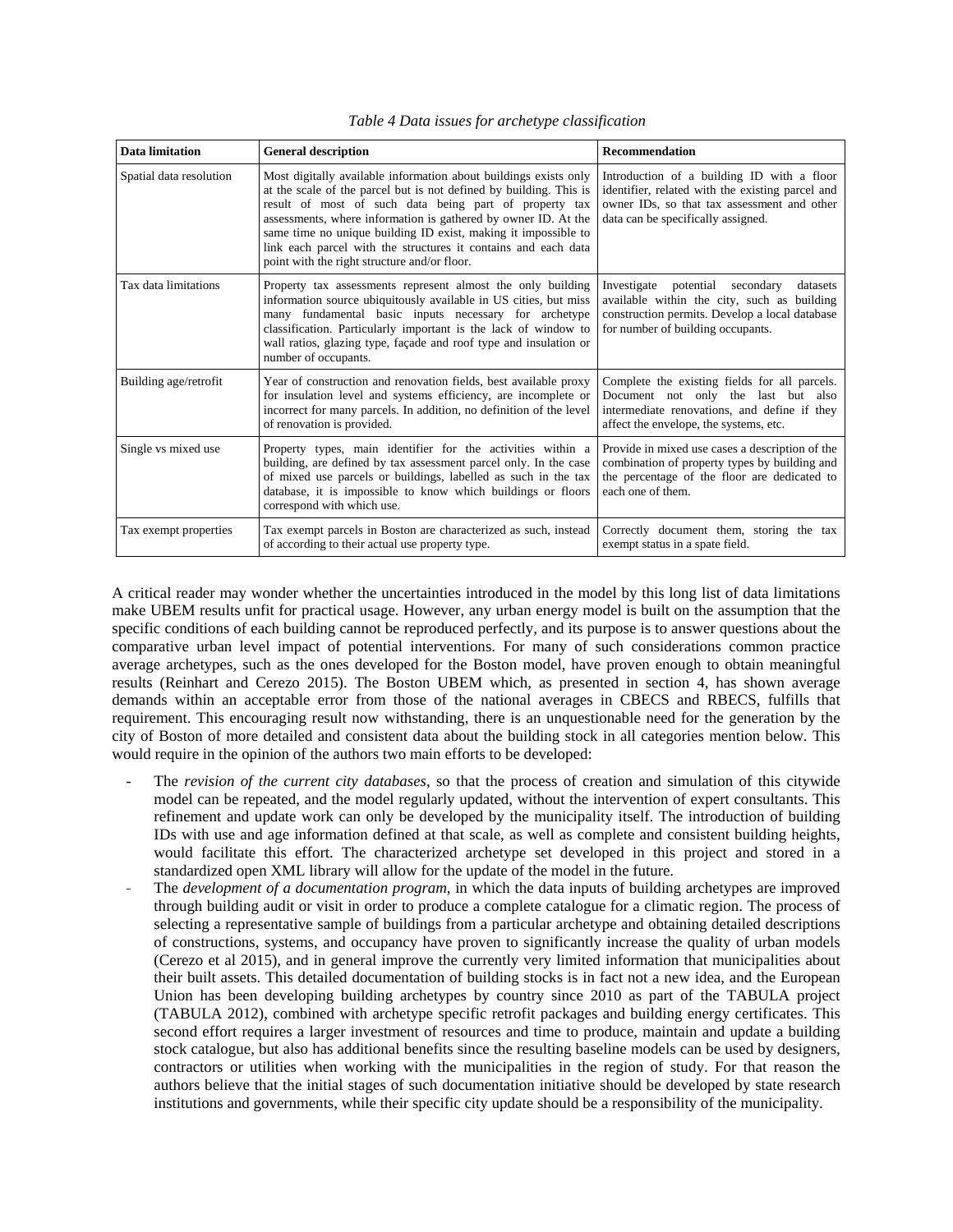*Table 4 Data issues for archetype classification*

| Data limitation | General description | Recommendation |
|---|---|---|
| Spatial data resolution | Most digitally available information about buildings exists only at the scale of the parcel but is not defined by building. This is result of most of such data being part of property tax assessments, where information is gathered by owner ID. At the same time no unique building ID exist, making it impossible to link each parcel with the structures it contains and each data point with the right structure and/or floor. | Introduction of a building ID with a floor identifier, related with the existing parcel and owner IDs, so that tax assessment and other data can be specifically assigned. |
| Tax data limitations | Property tax assessments represent almost the only building information source ubiquitously available in US cities, but miss many fundamental basic inputs necessary for archetype classification. Particularly important is the lack of window to wall ratios, glazing type, façade and roof type and insulation or number of occupants. | Investigate potential secondary datasets available within the city, such as building construction permits. Develop a local database for number of building occupants. |
| Building age/retrofit | Year of construction and renovation fields, best available proxy for insulation level and systems efficiency, are incomplete or incorrect for many parcels. In addition, no definition of the level of renovation is provided. | Complete the existing fields for all parcels. Document not only the last but also intermediate renovations, and define if they affect the envelope, the systems, etc. |
| Single vs mixed use | Property types, main identifier for the activities within a building, are defined by tax assessment parcel only. In the case of mixed use parcels or buildings, labelled as such in the tax database, it is impossible to know which buildings or floors correspond with which use. | Provide in mixed use cases a description of the combination of property types by building and the percentage of the floor are dedicated to each one of them. |
| Tax exempt properties | Tax exempt parcels in Boston are characterized as such, instead of according to their actual use property type. | Correctly document them, storing the tax exempt status in a spate field. |

A critical reader may wonder whether the uncertainties introduced in the model by this long list of data limitations make UBEM results unfit for practical usage. However, any urban energy model is built on the assumption that the specific conditions of each building cannot be reproduced perfectly, and its purpose is to answer questions about the comparative urban level impact of potential interventions. For many of such considerations common practice average archetypes, such as the ones developed for the Boston model, have proven enough to obtain meaningful results (Reinhart and Cerezo 2015). The Boston UBEM which, as presented in section 4, has shown average demands within an acceptable error from those of the national averages in CBECS and RBECS, fulfills that requirement. This encouraging result now withstanding, there is an unquestionable need for the generation by the city of Boston of more detailed and consistent data about the building stock in all categories mention below. This would require in the opinion of the authors two main efforts to be developed:

- The *revision of the current city databases*, so that the process of creation and simulation of this citywide model can be repeated, and the model regularly updated, without the intervention of expert consultants. This refinement and update work can only be developed by the municipality itself. The introduction of building IDs with use and age information defined at that scale, as well as complete and consistent building heights, would facilitate this effort. The characterized archetype set developed in this project and stored in a standardized open XML library will allow for the update of the model in the future.
- The *development of a documentation program*, in which the data inputs of building archetypes are improved through building audit or visit in order to produce a complete catalogue for a climatic region. The process of selecting a representative sample of buildings from a particular archetype and obtaining detailed descriptions of constructions, systems, and occupancy have proven to significantly increase the quality of urban models (Cerezo et al 2015), and in general improve the currently very limited information that municipalities about their built assets. This detailed documentation of building stocks is in fact not a new idea, and the European Union has been developing building archetypes by country since 2010 as part of the TABULA project (TABULA 2012), combined with archetype specific retrofit packages and building energy certificates. This second effort requires a larger investment of resources and time to produce, maintain and update a building stock catalogue, but also has additional benefits since the resulting baseline models can be used by designers, contractors or utilities when working with the municipalities in the region of study. For that reason the authors believe that the initial stages of such documentation initiative should be developed by state research institutions and governments, while their specific city update should be a responsibility of the municipality.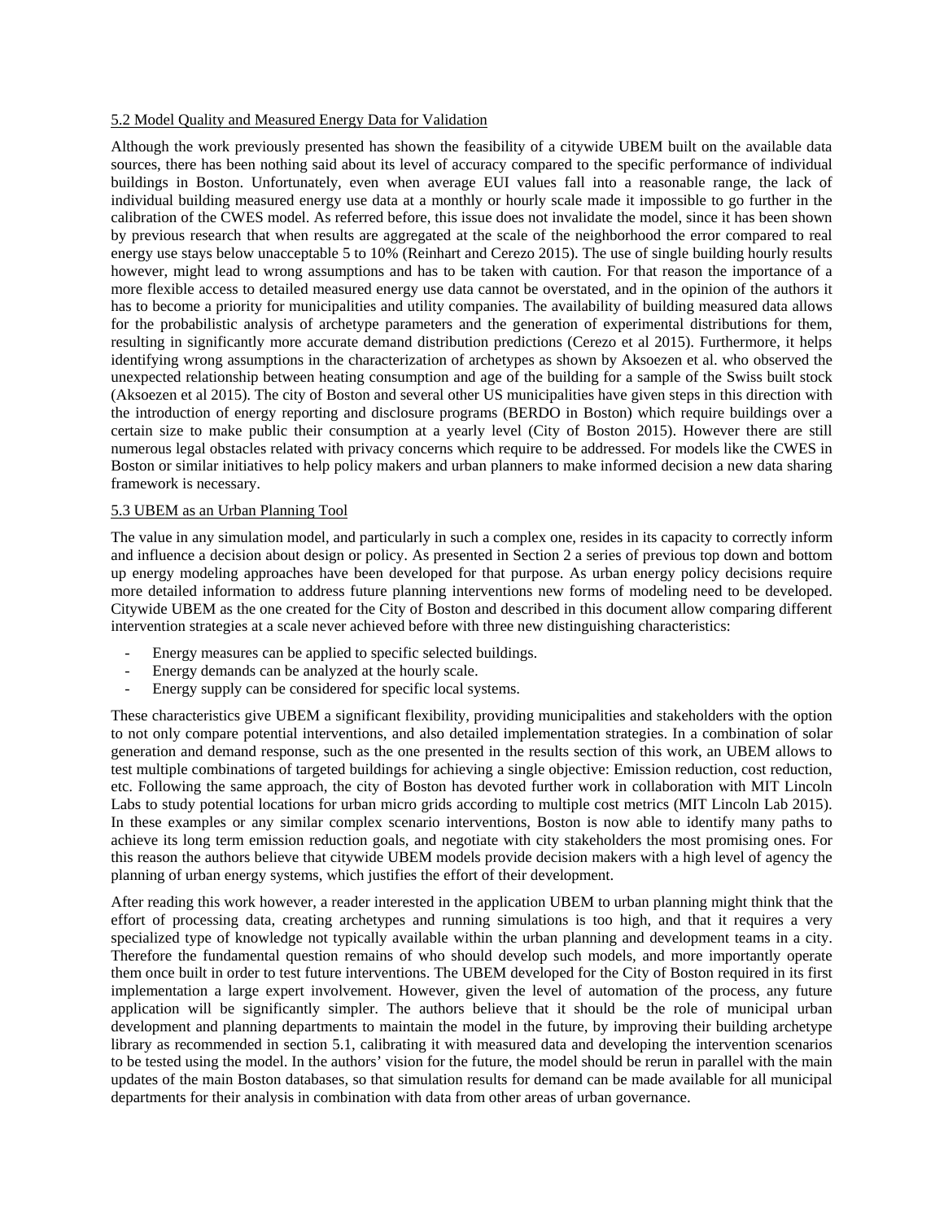## 5.2 Model Quality and Measured Energy Data for Validation

Although the work previously presented has shown the feasibility of a citywide UBEM built on the available data sources, there has been nothing said about its level of accuracy compared to the specific performance of individual buildings in Boston. Unfortunately, even when average EUI values fall into a reasonable range, the lack of individual building measured energy use data at a monthly or hourly scale made it impossible to go further in the calibration of the CWES model. As referred before, this issue does not invalidate the model, since it has been shown by previous research that when results are aggregated at the scale of the neighborhood the error compared to real energy use stays below unacceptable 5 to 10% (Reinhart and Cerezo 2015). The use of single building hourly results however, might lead to wrong assumptions and has to be taken with caution. For that reason the importance of a more flexible access to detailed measured energy use data cannot be overstated, and in the opinion of the authors it has to become a priority for municipalities and utility companies. The availability of building measured data allows for the probabilistic analysis of archetype parameters and the generation of experimental distributions for them, resulting in significantly more accurate demand distribution predictions (Cerezo et al 2015). Furthermore, it helps identifying wrong assumptions in the characterization of archetypes as shown by Aksoezen et al. who observed the unexpected relationship between heating consumption and age of the building for a sample of the Swiss built stock (Aksoezen et al 2015). The city of Boston and several other US municipalities have given steps in this direction with the introduction of energy reporting and disclosure programs (BERDO in Boston) which require buildings over a certain size to make public their consumption at a yearly level (City of Boston 2015). However there are still numerous legal obstacles related with privacy concerns which require to be addressed. For models like the CWES in Boston or similar initiatives to help policy makers and urban planners to make informed decision a new data sharing framework is necessary.

## 5.3 UBEM as an Urban Planning Tool

The value in any simulation model, and particularly in such a complex one, resides in its capacity to correctly inform and influence a decision about design or policy. As presented in Section 2 a series of previous top down and bottom up energy modeling approaches have been developed for that purpose. As urban energy policy decisions require more detailed information to address future planning interventions new forms of modeling need to be developed. Citywide UBEM as the one created for the City of Boston and described in this document allow comparing different intervention strategies at a scale never achieved before with three new distinguishing characteristics:

- Energy measures can be applied to specific selected buildings.
- Energy demands can be analyzed at the hourly scale.
- Energy supply can be considered for specific local systems.

These characteristics give UBEM a significant flexibility, providing municipalities and stakeholders with the option to not only compare potential interventions, and also detailed implementation strategies. In a combination of solar generation and demand response, such as the one presented in the results section of this work, an UBEM allows to test multiple combinations of targeted buildings for achieving a single objective: Emission reduction, cost reduction, etc. Following the same approach, the city of Boston has devoted further work in collaboration with MIT Lincoln Labs to study potential locations for urban micro grids according to multiple cost metrics (MIT Lincoln Lab 2015). In these examples or any similar complex scenario interventions, Boston is now able to identify many paths to achieve its long term emission reduction goals, and negotiate with city stakeholders the most promising ones. For this reason the authors believe that citywide UBEM models provide decision makers with a high level of agency the planning of urban energy systems, which justifies the effort of their development.

After reading this work however, a reader interested in the application UBEM to urban planning might think that the effort of processing data, creating archetypes and running simulations is too high, and that it requires a very specialized type of knowledge not typically available within the urban planning and development teams in a city. Therefore the fundamental question remains of who should develop such models, and more importantly operate them once built in order to test future interventions. The UBEM developed for the City of Boston required in its first implementation a large expert involvement. However, given the level of automation of the process, any future application will be significantly simpler. The authors believe that it should be the role of municipal urban development and planning departments to maintain the model in the future, by improving their building archetype library as recommended in section 5.1, calibrating it with measured data and developing the intervention scenarios to be tested using the model. In the authors' vision for the future, the model should be rerun in parallel with the main updates of the main Boston databases, so that simulation results for demand can be made available for all municipal departments for their analysis in combination with data from other areas of urban governance.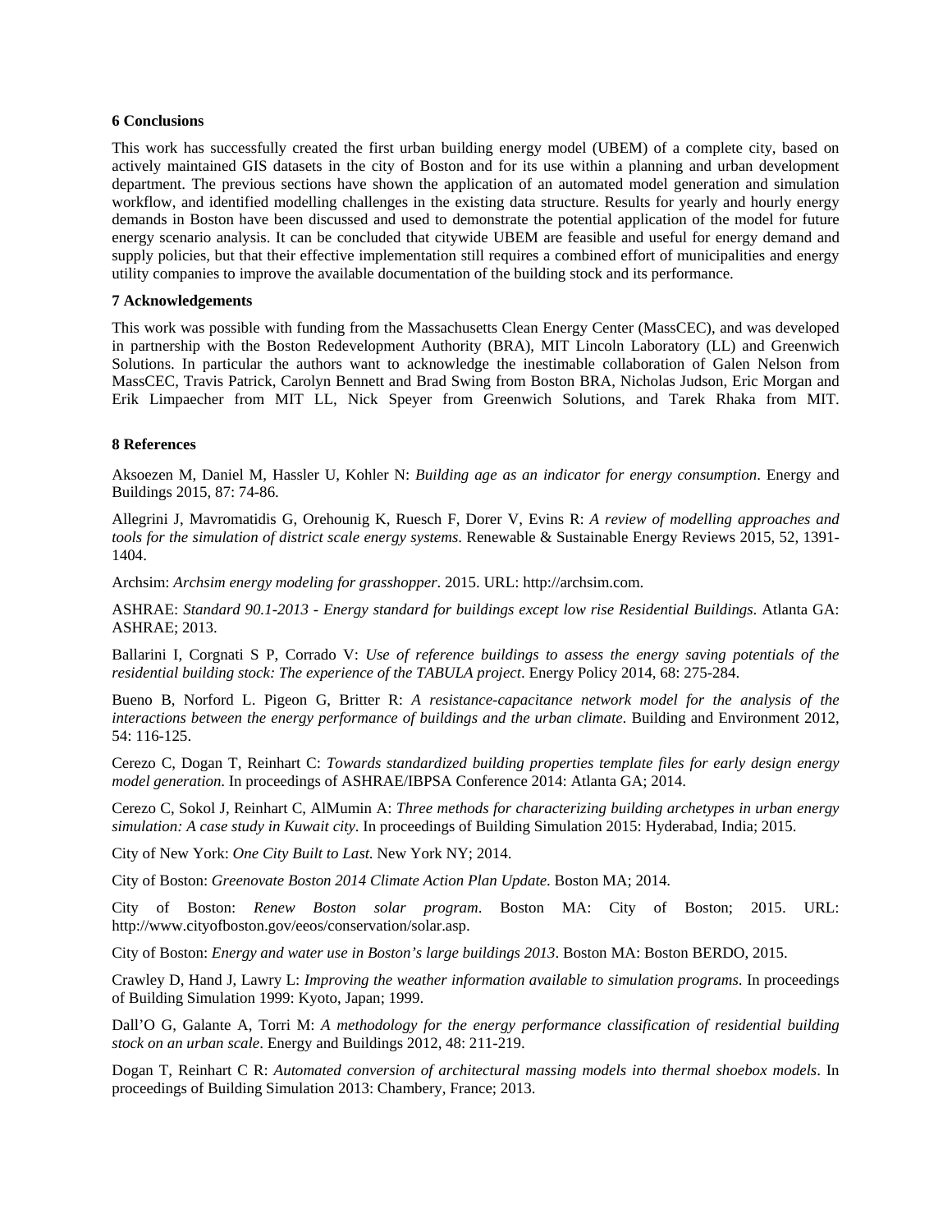**6 Conclusions**

This work has successfully created the first urban building energy model (UBEM) of a complete city, based on actively maintained GIS datasets in the city of Boston and for its use within a planning and urban development department. The previous sections have shown the application of an automated model generation and simulation workflow, and identified modelling challenges in the existing data structure. Results for yearly and hourly energy demands in Boston have been discussed and used to demonstrate the potential application of the model for future energy scenario analysis. It can be concluded that citywide UBEM are feasible and useful for energy demand and supply policies, but that their effective implementation still requires a combined effort of municipalities and energy utility companies to improve the available documentation of the building stock and its performance.

**7 Acknowledgements**

This work was possible with funding from the Massachusetts Clean Energy Center (MassCEC), and was developed in partnership with the Boston Redevelopment Authority (BRA), MIT Lincoln Laboratory (LL) and Greenwich Solutions. In particular the authors want to acknowledge the inestimable collaboration of Galen Nelson from MassCEC, Travis Patrick, Carolyn Bennett and Brad Swing from Boston BRA, Nicholas Judson, Eric Morgan and Erik Limpaecher from MIT LL, Nick Speyer from Greenwich Solutions, and Tarek Rhaka from MIT.

**8 References**

Aksoezen M, Daniel M, Hassler U, Kohler N: *Building age as an indicator for energy consumption*. Energy and Buildings 2015, 87: 74-86.

Allegrini J, Mavromatidis G, Orehounig K, Ruesch F, Dorer V, Evins R: *A review of modelling approaches and tools for the simulation of district scale energy systems*. Renewable & Sustainable Energy Reviews 2015, 52, 1391-1404.

Archsim: *Archsim energy modeling for grasshopper*. 2015. URL: http://archsim.com.

ASHRAE: *Standard 90.1-2013 - Energy standard for buildings except low rise Residential Buildings*. Atlanta GA: ASHRAE; 2013.

Ballarini I, Corgnati S P, Corrado V: *Use of reference buildings to assess the energy saving potentials of the residential building stock: The experience of the TABULA project*. Energy Policy 2014, 68: 275-284.

Bueno B, Norford L. Pigeon G, Britter R: *A resistance-capacitance network model for the analysis of the interactions between the energy performance of buildings and the urban climate*. Building and Environment 2012, 54: 116-125.

Cerezo C, Dogan T, Reinhart C: *Towards standardized building properties template files for early design energy model generation*. In proceedings of ASHRAE/IBPSA Conference 2014: Atlanta GA; 2014.

Cerezo C, Sokol J, Reinhart C, AlMumin A: *Three methods for characterizing building archetypes in urban energy simulation: A case study in Kuwait city*. In proceedings of Building Simulation 2015: Hyderabad, India; 2015.

City of New York: *One City Built to Last.* New York NY; 2014.

City of Boston: *Greenovate Boston 2014 Climate Action Plan Update*. Boston MA; 2014.

City of Boston: *Renew Boston solar program*. Boston MA: City of Boston; 2015. URL: http://www.cityofboston.gov/eeos/conservation/solar.asp.

City of Boston: *Energy and water use in Boston's large buildings 2013*. Boston MA: Boston BERDO, 2015.

Crawley D, Hand J, Lawry L: *Improving the weather information available to simulation programs*. In proceedings of Building Simulation 1999: Kyoto, Japan; 1999.

Dall'O G, Galante A, Torri M: *A methodology for the energy performance classification of residential building stock on an urban scale*. Energy and Buildings 2012, 48: 211-219.

Dogan T, Reinhart C R: *Automated conversion of architectural massing models into thermal shoebox models*. In proceedings of Building Simulation 2013: Chambery, France; 2013.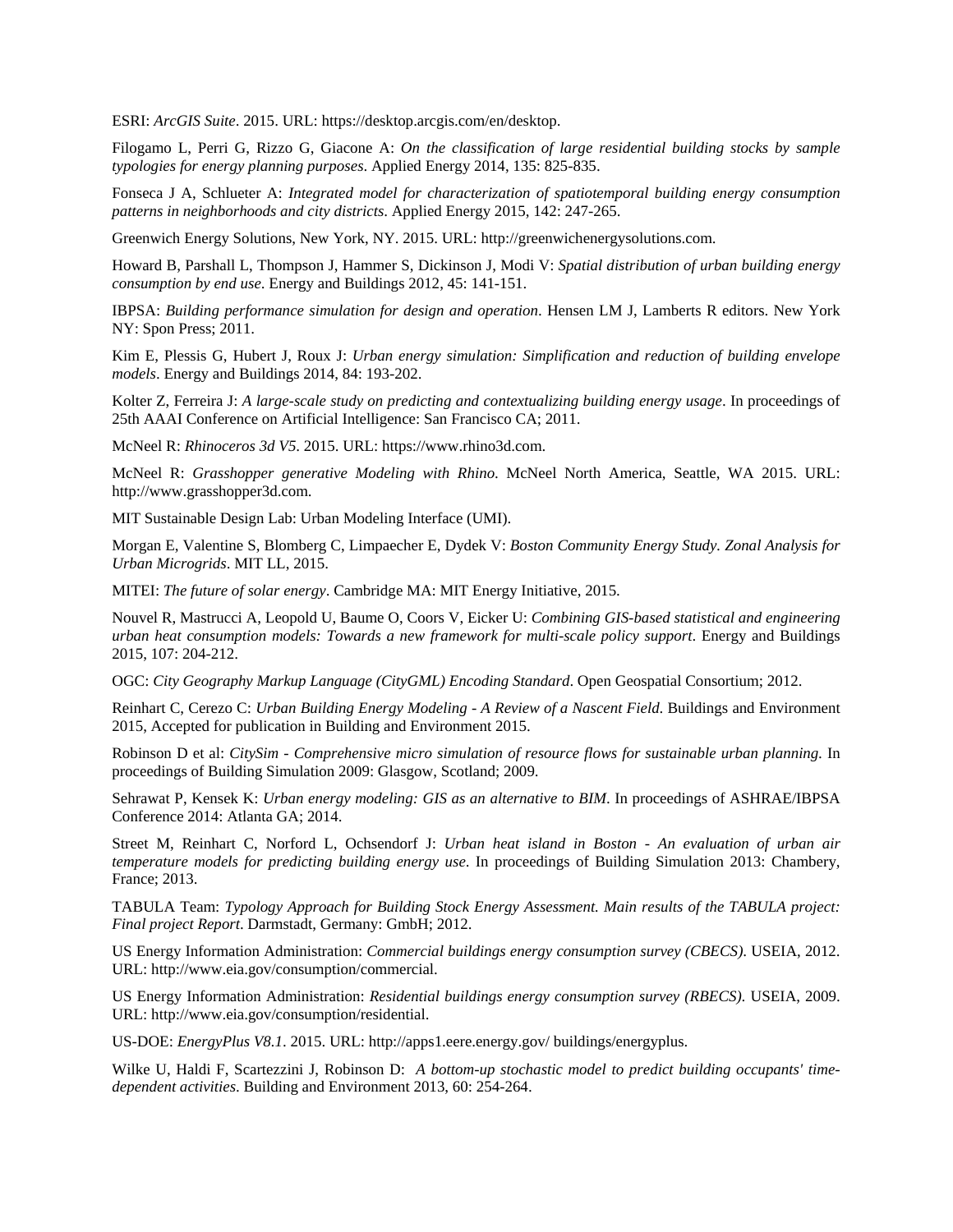ESRI: *ArcGIS Suite*. 2015. URL: https://desktop.arcgis.com/en/desktop.

Filogamo L, Perri G, Rizzo G, Giacone A: *On the classification of large residential building stocks by sample typologies for energy planning purposes*. Applied Energy 2014, 135: 825-835.

Fonseca J A, Schlueter A: *Integrated model for characterization of spatiotemporal building energy consumption patterns in neighborhoods and city districts*. Applied Energy 2015, 142: 247-265.

Greenwich Energy Solutions, New York, NY. 2015. URL: http://greenwichenergysolutions.com.

Howard B, Parshall L, Thompson J, Hammer S, Dickinson J, Modi V: *Spatial distribution of urban building energy consumption by end use*. Energy and Buildings 2012, 45: 141-151.

IBPSA: *Building performance simulation for design and operation*. Hensen LM J, Lamberts R editors. New York NY: Spon Press; 2011.

Kim E, Plessis G, Hubert J, Roux J: *Urban energy simulation: Simplification and reduction of building envelope models*. Energy and Buildings 2014, 84: 193-202.

Kolter Z, Ferreira J: *A large-scale study on predicting and contextualizing building energy usage*. In proceedings of 25th AAAI Conference on Artificial Intelligence: San Francisco CA; 2011.

McNeel R: *Rhinoceros 3d V5*. 2015. URL: https://www.rhino3d.com.

McNeel R: *Grasshopper generative Modeling with Rhino.* McNeel North America, Seattle, WA 2015. URL: http://www.grasshopper3d.com.

MIT Sustainable Design Lab: Urban Modeling Interface (UMI).

Morgan E, Valentine S, Blomberg C, Limpaecher E, Dydek V: *Boston Community Energy Study. Zonal Analysis for Urban Microgrids*. MIT LL, 2015.

MITEI: *The future of solar energy*. Cambridge MA: MIT Energy Initiative, 2015.

Nouvel R, Mastrucci A, Leopold U, Baume O, Coors V, Eicker U: *Combining GIS-based statistical and engineering urban heat consumption models: Towards a new framework for multi-scale policy support*. Energy and Buildings 2015, 107: 204-212.

OGC: *City Geography Markup Language (CityGML) Encoding Standard*. Open Geospatial Consortium; 2012.

Reinhart C, Cerezo C: *Urban Building Energy Modeling - A Review of a Nascent Field.* Buildings and Environment 2015, Accepted for publication in Building and Environment 2015.

Robinson D et al: *CitySim - Comprehensive micro simulation of resource flows for sustainable urban planning.* In proceedings of Building Simulation 2009: Glasgow, Scotland; 2009.

Sehrawat P, Kensek K: *Urban energy modeling: GIS as an alternative to BIM*. In proceedings of ASHRAE/IBPSA Conference 2014: Atlanta GA; 2014.

Street M, Reinhart C, Norford L, Ochsendorf J: *Urban heat island in Boston - An evaluation of urban air temperature models for predicting building energy use*. In proceedings of Building Simulation 2013: Chambery, France; 2013.

TABULA Team: *Typology Approach for Building Stock Energy Assessment. Main results of the TABULA project: Final project Report*. Darmstadt, Germany: GmbH; 2012.

US Energy Information Administration: *Commercial buildings energy consumption survey (CBECS)*. USEIA, 2012. URL: http://www.eia.gov/consumption/commercial.

US Energy Information Administration: *Residential buildings energy consumption survey (RBECS)*. USEIA, 2009. URL: http://www.eia.gov/consumption/residential.

US-DOE: *EnergyPlus V8.1*. 2015. URL: http://apps1.eere.energy.gov/ buildings/energyplus.

Wilke U, Haldi F, Scartezzini J, Robinson D: *A bottom-up stochastic model to predict building occupants' time-dependent activities*. Building and Environment 2013, 60: 254-264.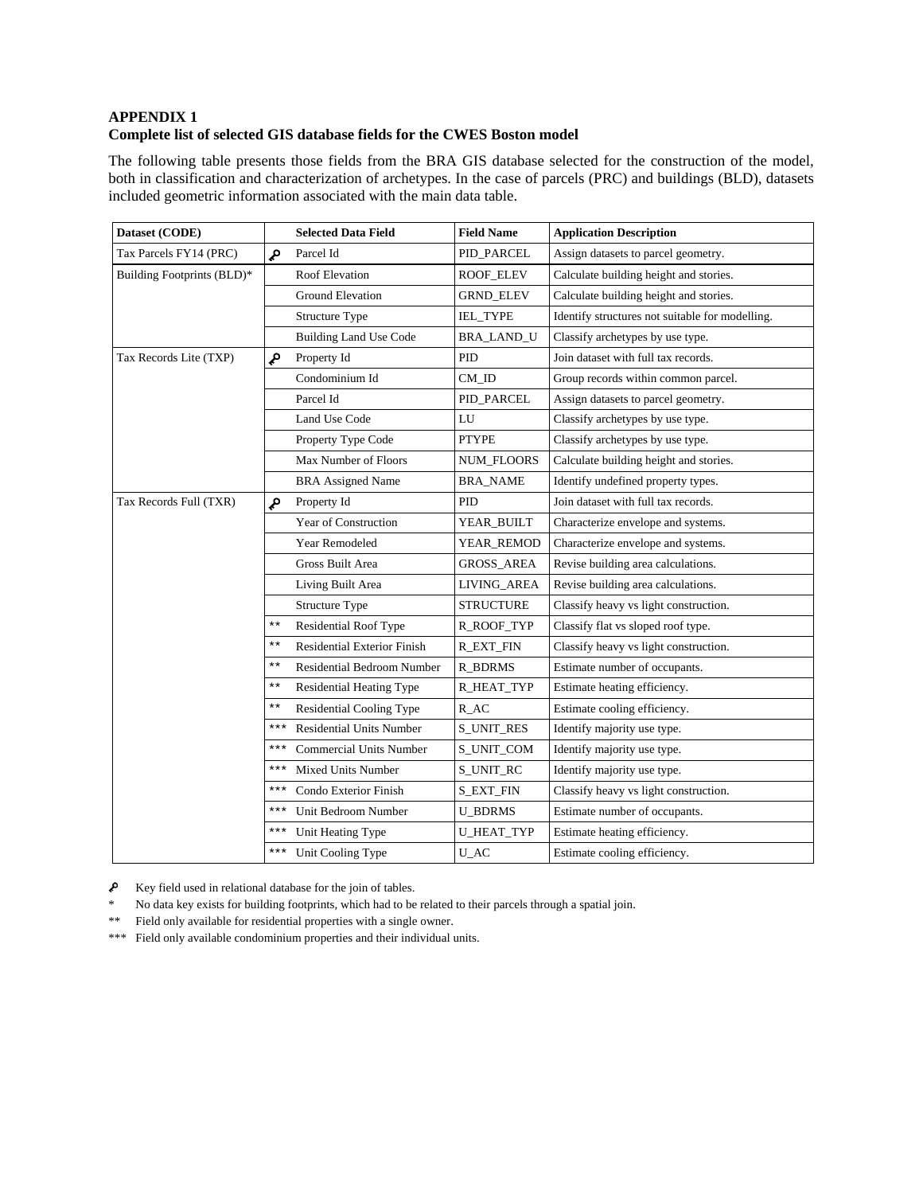**APPENDIX 1**

**Complete list of selected GIS database fields for the CWES Boston model**

The following table presents those fields from the BRA GIS database selected for the construction of the model, both in classification and characterization of archetypes. In the case of parcels (PRC) and buildings (BLD), datasets included geometric information associated with the main data table.

| Dataset (CODE) | | Selected Data Field | Field Name | Application Description |
|---|---|---|---|---|
| Tax Parcels FY14 (PRC) | 🔑 | Parcel Id | PID_PARCEL | Assign datasets to parcel geometry. |
| Building Footprints (BLD)* | | Roof Elevation | ROOF_ELEV | Calculate building height and stories. |
| | | Ground Elevation | GRND_ELEV | Calculate building height and stories. |
| | | Structure Type | IEL_TYPE | Identify structures not suitable for modelling. |
| | | Building Land Use Code | BRA_LAND_U | Classify archetypes by use type. |
| Tax Records Lite (TXP) | 🔑 | Property Id | PID | Join dataset with full tax records. |
| | | Condominium Id | CM_ID | Group records within common parcel. |
| | | Parcel Id | PID_PARCEL | Assign datasets to parcel geometry. |
| | | Land Use Code | LU | Classify archetypes by use type. |
| | | Property Type Code | PTYPE | Classify archetypes by use type. |
| | | Max Number of Floors | NUM_FLOORS | Calculate building height and stories. |
| | | BRA Assigned Name | BRA_NAME | Identify undefined property types. |
| Tax Records Full (TXR) | 🔑 | Property Id | PID | Join dataset with full tax records. |
| | | Year of Construction | YEAR_BUILT | Characterize envelope and systems. |
| | | Year Remodeled | YEAR_REMOD | Characterize envelope and systems. |
| | | Gross Built Area | GROSS_AREA | Revise building area calculations. |
| | | Living Built Area | LIVING_AREA | Revise building area calculations. |
| | | Structure Type | STRUCTURE | Classify heavy vs light construction. |
| | ** | Residential Roof Type | R_ROOF_TYP | Classify flat vs sloped roof type. |
| | ** | Residential Exterior Finish | R_EXT_FIN | Classify heavy vs light construction. |
| | ** | Residential Bedroom Number | R_BDRMS | Estimate number of occupants. |
| | ** | Residential Heating Type | R_HEAT_TYP | Estimate heating efficiency. |
| | ** | Residential Cooling Type | R_AC | Estimate cooling efficiency. |
| | *** | Residential Units Number | S_UNIT_RES | Identify majority use type. |
| | *** | Commercial Units Number | S_UNIT_COM | Identify majority use type. |
| | *** | Mixed Units Number | S_UNIT_RC | Identify majority use type. |
| | *** | Condo Exterior Finish | S_EXT_FIN | Classify heavy vs light construction. |
| | *** | Unit Bedroom Number | U_BDRMS | Estimate number of occupants. |
| | *** | Unit Heating Type | U_HEAT_TYP | Estimate heating efficiency. |
| | *** | Unit Cooling Type | U_AC | Estimate cooling efficiency. |

🔑 Key field used in relational database for the join of tables.

\* No data key exists for building footprints, which had to be related to their parcels through a spatial join.

\*\* Field only available for residential properties with a single owner.

\*\*\* Field only available condominium properties and their individual units.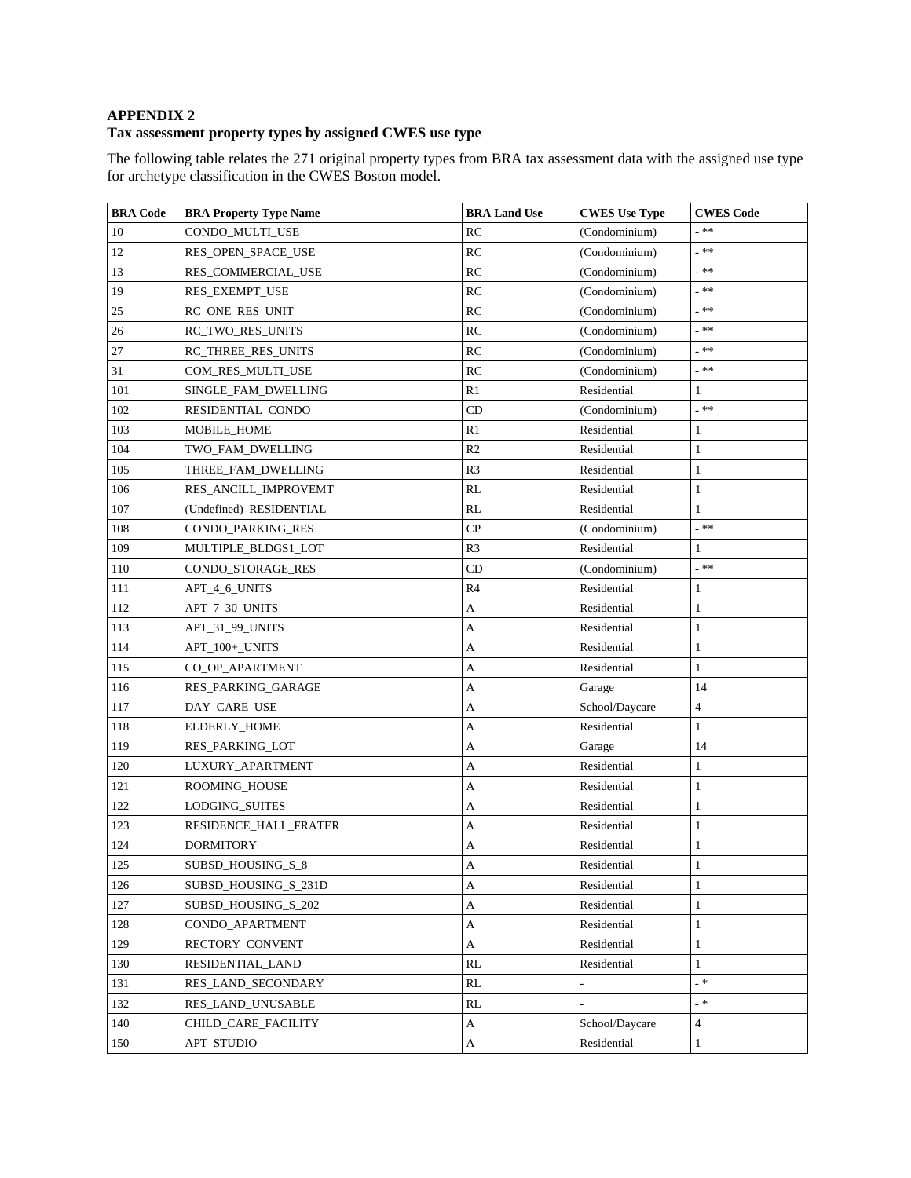**APPENDIX 2**
**Tax assessment property types by assigned CWES use type**

The following table relates the 271 original property types from BRA tax assessment data with the assigned use type for archetype classification in the CWES Boston model.

| BRA Code | BRA Property Type Name | BRA Land Use | CWES Use Type | CWES Code |
|---|---|---|---|---|
| 10 | CONDO_MULTI_USE | RC | (Condominium) | - ** |
| 12 | RES_OPEN_SPACE_USE | RC | (Condominium) | - ** |
| 13 | RES_COMMERCIAL_USE | RC | (Condominium) | - ** |
| 19 | RES_EXEMPT_USE | RC | (Condominium) | - ** |
| 25 | RC_ONE_RES_UNIT | RC | (Condominium) | - ** |
| 26 | RC_TWO_RES_UNITS | RC | (Condominium) | - ** |
| 27 | RC_THREE_RES_UNITS | RC | (Condominium) | - ** |
| 31 | COM_RES_MULTI_USE | RC | (Condominium) | - ** |
| 101 | SINGLE_FAM_DWELLING | R1 | Residential | 1 |
| 102 | RESIDENTIAL_CONDO | CD | (Condominium) | - ** |
| 103 | MOBILE_HOME | R1 | Residential | 1 |
| 104 | TWO_FAM_DWELLING | R2 | Residential | 1 |
| 105 | THREE_FAM_DWELLING | R3 | Residential | 1 |
| 106 | RES_ANCILL_IMPROVEMT | RL | Residential | 1 |
| 107 | (Undefined)_RESIDENTIAL | RL | Residential | 1 |
| 108 | CONDO_PARKING_RES | CP | (Condominium) | - ** |
| 109 | MULTIPLE_BLDGS1_LOT | R3 | Residential | 1 |
| 110 | CONDO_STORAGE_RES | CD | (Condominium) | - ** |
| 111 | APT_4_6_UNITS | R4 | Residential | 1 |
| 112 | APT_7_30_UNITS | A | Residential | 1 |
| 113 | APT_31_99_UNITS | A | Residential | 1 |
| 114 | APT_100+_UNITS | A | Residential | 1 |
| 115 | CO_OP_APARTMENT | A | Residential | 1 |
| 116 | RES_PARKING_GARAGE | A | Garage | 14 |
| 117 | DAY_CARE_USE | A | School/Daycare | 4 |
| 118 | ELDERLY_HOME | A | Residential | 1 |
| 119 | RES_PARKING_LOT | A | Garage | 14 |
| 120 | LUXURY_APARTMENT | A | Residential | 1 |
| 121 | ROOMING_HOUSE | A | Residential | 1 |
| 122 | LODGING_SUITES | A | Residential | 1 |
| 123 | RESIDENCE_HALL_FRATER | A | Residential | 1 |
| 124 | DORMITORY | A | Residential | 1 |
| 125 | SUBSD_HOUSING_S_8 | A | Residential | 1 |
| 126 | SUBSD_HOUSING_S_231D | A | Residential | 1 |
| 127 | SUBSD_HOUSING_S_202 | A | Residential | 1 |
| 128 | CONDO_APARTMENT | A | Residential | 1 |
| 129 | RECTORY_CONVENT | A | Residential | 1 |
| 130 | RESIDENTIAL_LAND | RL | Residential | 1 |
| 131 | RES_LAND_SECONDARY | RL | - | - * |
| 132 | RES_LAND_UNUSABLE | RL | - | - * |
| 140 | CHILD_CARE_FACILITY | A | School/Daycare | 4 |
| 150 | APT_STUDIO | A | Residential | 1 |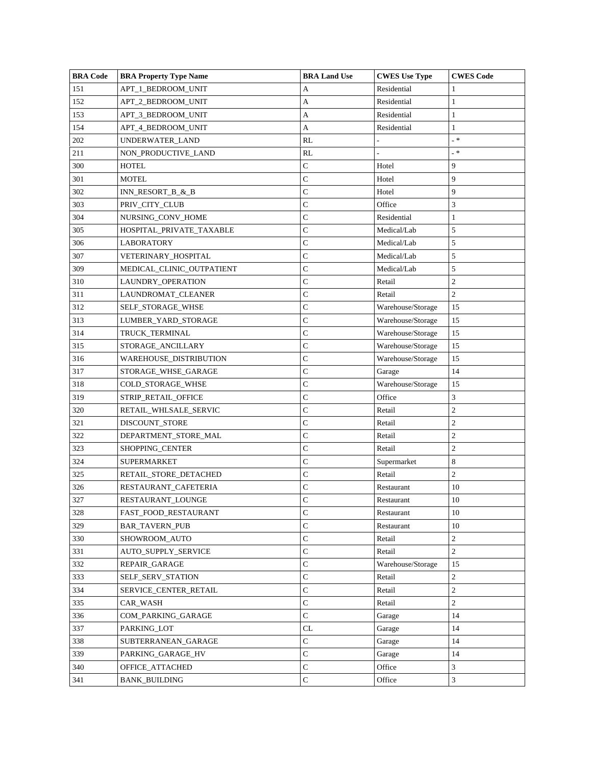| BRA Code | BRA Property Type Name | BRA Land Use | CWES Use Type | CWES Code |
|---|---|---|---|---|
| 151 | APT_1_BEDROOM_UNIT | A | Residential | 1 |
| 152 | APT_2_BEDROOM_UNIT | A | Residential | 1 |
| 153 | APT_3_BEDROOM_UNIT | A | Residential | 1 |
| 154 | APT_4_BEDROOM_UNIT | A | Residential | 1 |
| 202 | UNDERWATER_LAND | RL | - | - * |
| 211 | NON_PRODUCTIVE_LAND | RL | - | - * |
| 300 | HOTEL | C | Hotel | 9 |
| 301 | MOTEL | C | Hotel | 9 |
| 302 | INN_RESORT_B_&_B | C | Hotel | 9 |
| 303 | PRIV_CITY_CLUB | C | Office | 3 |
| 304 | NURSING_CONV_HOME | C | Residential | 1 |
| 305 | HOSPITAL_PRIVATE_TAXABLE | C | Medical/Lab | 5 |
| 306 | LABORATORY | C | Medical/Lab | 5 |
| 307 | VETERINARY_HOSPITAL | C | Medical/Lab | 5 |
| 309 | MEDICAL_CLINIC_OUTPATIENT | C | Medical/Lab | 5 |
| 310 | LAUNDRY_OPERATION | C | Retail | 2 |
| 311 | LAUNDROMAT_CLEANER | C | Retail | 2 |
| 312 | SELF_STORAGE_WHSE | C | Warehouse/Storage | 15 |
| 313 | LUMBER_YARD_STORAGE | C | Warehouse/Storage | 15 |
| 314 | TRUCK_TERMINAL | C | Warehouse/Storage | 15 |
| 315 | STORAGE_ANCILLARY | C | Warehouse/Storage | 15 |
| 316 | WAREHOUSE_DISTRIBUTION | C | Warehouse/Storage | 15 |
| 317 | STORAGE_WHSE_GARAGE | C | Garage | 14 |
| 318 | COLD_STORAGE_WHSE | C | Warehouse/Storage | 15 |
| 319 | STRIP_RETAIL_OFFICE | C | Office | 3 |
| 320 | RETAIL_WHLSALE_SERVIC | C | Retail | 2 |
| 321 | DISCOUNT_STORE | C | Retail | 2 |
| 322 | DEPARTMENT_STORE_MAL | C | Retail | 2 |
| 323 | SHOPPING_CENTER | C | Retail | 2 |
| 324 | SUPERMARKET | C | Supermarket | 8 |
| 325 | RETAIL_STORE_DETACHED | C | Retail | 2 |
| 326 | RESTAURANT_CAFETERIA | C | Restaurant | 10 |
| 327 | RESTAURANT_LOUNGE | C | Restaurant | 10 |
| 328 | FAST_FOOD_RESTAURANT | C | Restaurant | 10 |
| 329 | BAR_TAVERN_PUB | C | Restaurant | 10 |
| 330 | SHOWROOM_AUTO | C | Retail | 2 |
| 331 | AUTO_SUPPLY_SERVICE | C | Retail | 2 |
| 332 | REPAIR_GARAGE | C | Warehouse/Storage | 15 |
| 333 | SELF_SERV_STATION | C | Retail | 2 |
| 334 | SERVICE_CENTER_RETAIL | C | Retail | 2 |
| 335 | CAR_WASH | C | Retail | 2 |
| 336 | COM_PARKING_GARAGE | C | Garage | 14 |
| 337 | PARKING_LOT | CL | Garage | 14 |
| 338 | SUBTERRANEAN_GARAGE | C | Garage | 14 |
| 339 | PARKING_GARAGE_HV | C | Garage | 14 |
| 340 | OFFICE_ATTACHED | C | Office | 3 |
| 341 | BANK_BUILDING | C | Office | 3 |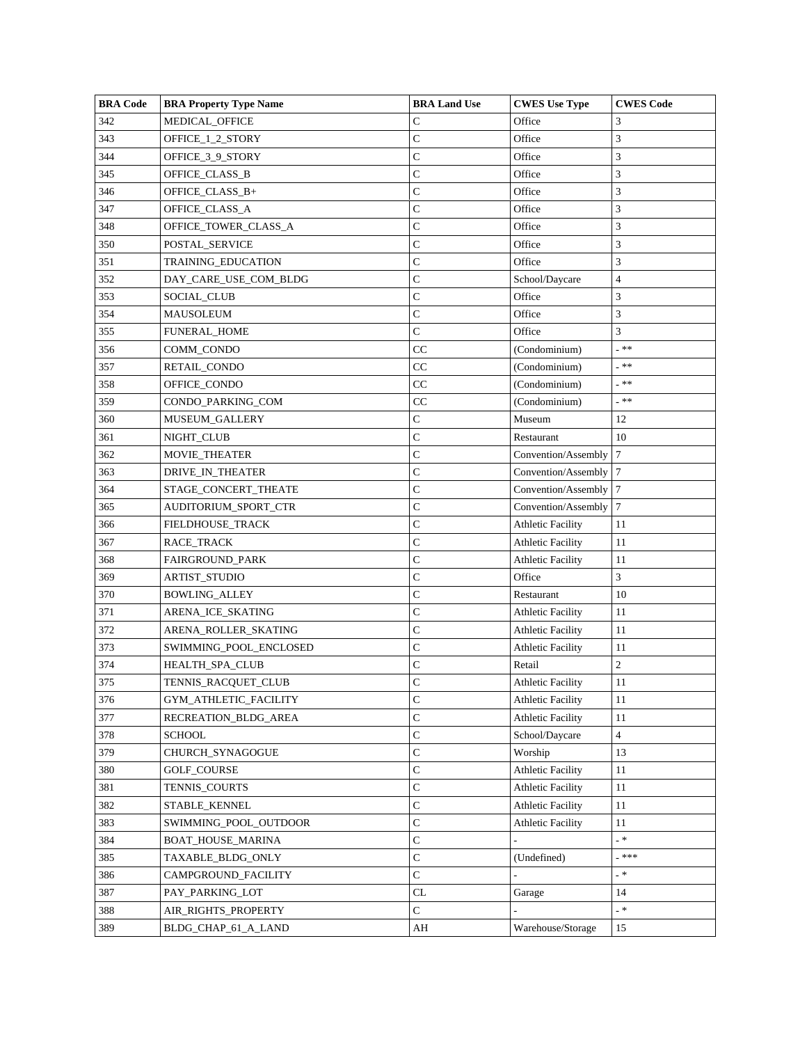| BRA Code | BRA Property Type Name | BRA Land Use | CWES Use Type | CWES Code |
|---|---|---|---|---|
| 342 | MEDICAL_OFFICE | C | Office | 3 |
| 343 | OFFICE_1_2_STORY | C | Office | 3 |
| 344 | OFFICE_3_9_STORY | C | Office | 3 |
| 345 | OFFICE_CLASS_B | C | Office | 3 |
| 346 | OFFICE_CLASS_B+ | C | Office | 3 |
| 347 | OFFICE_CLASS_A | C | Office | 3 |
| 348 | OFFICE_TOWER_CLASS_A | C | Office | 3 |
| 350 | POSTAL_SERVICE | C | Office | 3 |
| 351 | TRAINING_EDUCATION | C | Office | 3 |
| 352 | DAY_CARE_USE_COM_BLDG | C | School/Daycare | 4 |
| 353 | SOCIAL_CLUB | C | Office | 3 |
| 354 | MAUSOLEUM | C | Office | 3 |
| 355 | FUNERAL_HOME | C | Office | 3 |
| 356 | COMM_CONDO | CC | (Condominium) | - ** |
| 357 | RETAIL_CONDO | CC | (Condominium) | - ** |
| 358 | OFFICE_CONDO | CC | (Condominium) | - ** |
| 359 | CONDO_PARKING_COM | CC | (Condominium) | - ** |
| 360 | MUSEUM_GALLERY | C | Museum | 12 |
| 361 | NIGHT_CLUB | C | Restaurant | 10 |
| 362 | MOVIE_THEATER | C | Convention/Assembly | 7 |
| 363 | DRIVE_IN_THEATER | C | Convention/Assembly | 7 |
| 364 | STAGE_CONCERT_THEATE | C | Convention/Assembly | 7 |
| 365 | AUDITORIUM_SPORT_CTR | C | Convention/Assembly | 7 |
| 366 | FIELDHOUSE_TRACK | C | Athletic Facility | 11 |
| 367 | RACE_TRACK | C | Athletic Facility | 11 |
| 368 | FAIRGROUND_PARK | C | Athletic Facility | 11 |
| 369 | ARTIST_STUDIO | C | Office | 3 |
| 370 | BOWLING_ALLEY | C | Restaurant | 10 |
| 371 | ARENA_ICE_SKATING | C | Athletic Facility | 11 |
| 372 | ARENA_ROLLER_SKATING | C | Athletic Facility | 11 |
| 373 | SWIMMING_POOL_ENCLOSED | C | Athletic Facility | 11 |
| 374 | HEALTH_SPA_CLUB | C | Retail | 2 |
| 375 | TENNIS_RACQUET_CLUB | C | Athletic Facility | 11 |
| 376 | GYM_ATHLETIC_FACILITY | C | Athletic Facility | 11 |
| 377 | RECREATION_BLDG_AREA | C | Athletic Facility | 11 |
| 378 | SCHOOL | C | School/Daycare | 4 |
| 379 | CHURCH_SYNAGOGUE | C | Worship | 13 |
| 380 | GOLF_COURSE | C | Athletic Facility | 11 |
| 381 | TENNIS_COURTS | C | Athletic Facility | 11 |
| 382 | STABLE_KENNEL | C | Athletic Facility | 11 |
| 383 | SWIMMING_POOL_OUTDOOR | C | Athletic Facility | 11 |
| 384 | BOAT_HOUSE_MARINA | C | - | - * |
| 385 | TAXABLE_BLDG_ONLY | C | (Undefined) | - *** |
| 386 | CAMPGROUND_FACILITY | C | - | - * |
| 387 | PAY_PARKING_LOT | CL | Garage | 14 |
| 388 | AIR_RIGHTS_PROPERTY | C | - | - * |
| 389 | BLDG_CHAP_61_A_LAND | AH | Warehouse/Storage | 15 |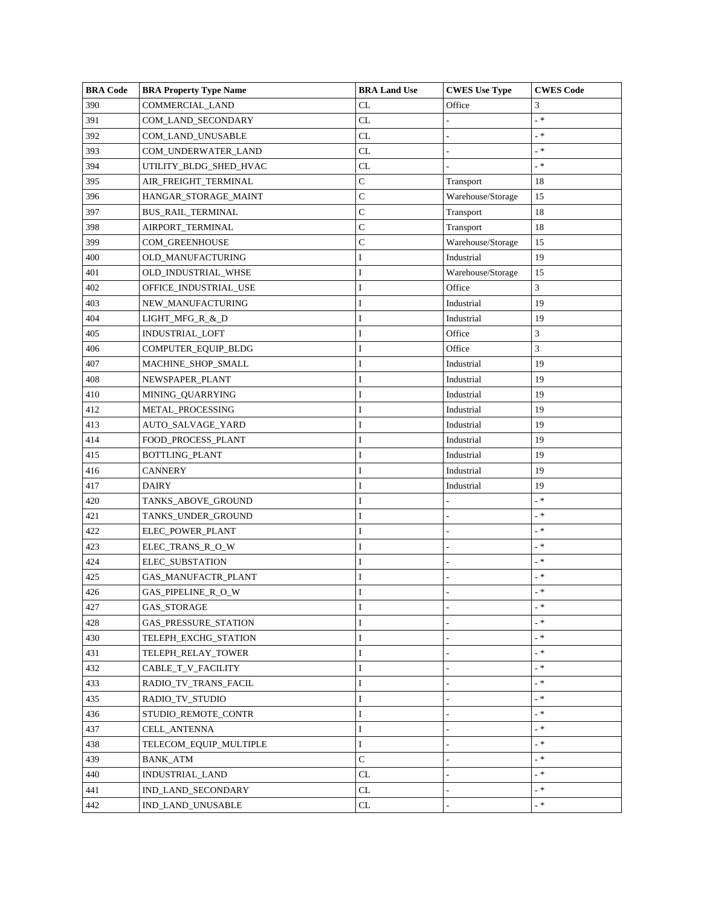| BRA Code | BRA Property Type Name | BRA Land Use | CWES Use Type | CWES Code |
|---|---|---|---|---|
| 390 | COMMERCIAL_LAND | CL | Office | 3 |
| 391 | COM_LAND_SECONDARY | CL | - | - * |
| 392 | COM_LAND_UNUSABLE | CL | - | - * |
| 393 | COM_UNDERWATER_LAND | CL | - | - * |
| 394 | UTILITY_BLDG_SHED_HVAC | CL | - | - * |
| 395 | AIR_FREIGHT_TERMINAL | C | Transport | 18 |
| 396 | HANGAR_STORAGE_MAINT | C | Warehouse/Storage | 15 |
| 397 | BUS_RAIL_TERMINAL | C | Transport | 18 |
| 398 | AIRPORT_TERMINAL | C | Transport | 18 |
| 399 | COM_GREENHOUSE | C | Warehouse/Storage | 15 |
| 400 | OLD_MANUFACTURING | I | Industrial | 19 |
| 401 | OLD_INDUSTRIAL_WHSE | I | Warehouse/Storage | 15 |
| 402 | OFFICE_INDUSTRIAL_USE | I | Office | 3 |
| 403 | NEW_MANUFACTURING | I | Industrial | 19 |
| 404 | LIGHT_MFG_R_&_D | I | Industrial | 19 |
| 405 | INDUSTRIAL_LOFT | I | Office | 3 |
| 406 | COMPUTER_EQUIP_BLDG | I | Office | 3 |
| 407 | MACHINE_SHOP_SMALL | I | Industrial | 19 |
| 408 | NEWSPAPER_PLANT | I | Industrial | 19 |
| 410 | MINING_QUARRYING | I | Industrial | 19 |
| 412 | METAL_PROCESSING | I | Industrial | 19 |
| 413 | AUTO_SALVAGE_YARD | I | Industrial | 19 |
| 414 | FOOD_PROCESS_PLANT | I | Industrial | 19 |
| 415 | BOTTLING_PLANT | I | Industrial | 19 |
| 416 | CANNERY | I | Industrial | 19 |
| 417 | DAIRY | I | Industrial | 19 |
| 420 | TANKS_ABOVE_GROUND | I | - | - * |
| 421 | TANKS_UNDER_GROUND | I | - | - * |
| 422 | ELEC_POWER_PLANT | I | - | - * |
| 423 | ELEC_TRANS_R_O_W | I | - | - * |
| 424 | ELEC_SUBSTATION | I | - | - * |
| 425 | GAS_MANUFACTR_PLANT | I | - | - * |
| 426 | GAS_PIPELINE_R_O_W | I | - | - * |
| 427 | GAS_STORAGE | I | - | - * |
| 428 | GAS_PRESSURE_STATION | I | - | - * |
| 430 | TELEPH_EXCHG_STATION | I | - | - * |
| 431 | TELEPH_RELAY_TOWER | I | - | - * |
| 432 | CABLE_T_V_FACILITY | I | - | - * |
| 433 | RADIO_TV_TRANS_FACIL | I | - | - * |
| 435 | RADIO_TV_STUDIO | I | - | - * |
| 436 | STUDIO_REMOTE_CONTR | I | - | - * |
| 437 | CELL_ANTENNA | I | - | - * |
| 438 | TELECOM_EQUIP_MULTIPLE | I | - | - * |
| 439 | BANK_ATM | C | - | - * |
| 440 | INDUSTRIAL_LAND | CL | - | - * |
| 441 | IND_LAND_SECONDARY | CL | - | - * |
| 442 | IND_LAND_UNUSABLE | CL | - | - * |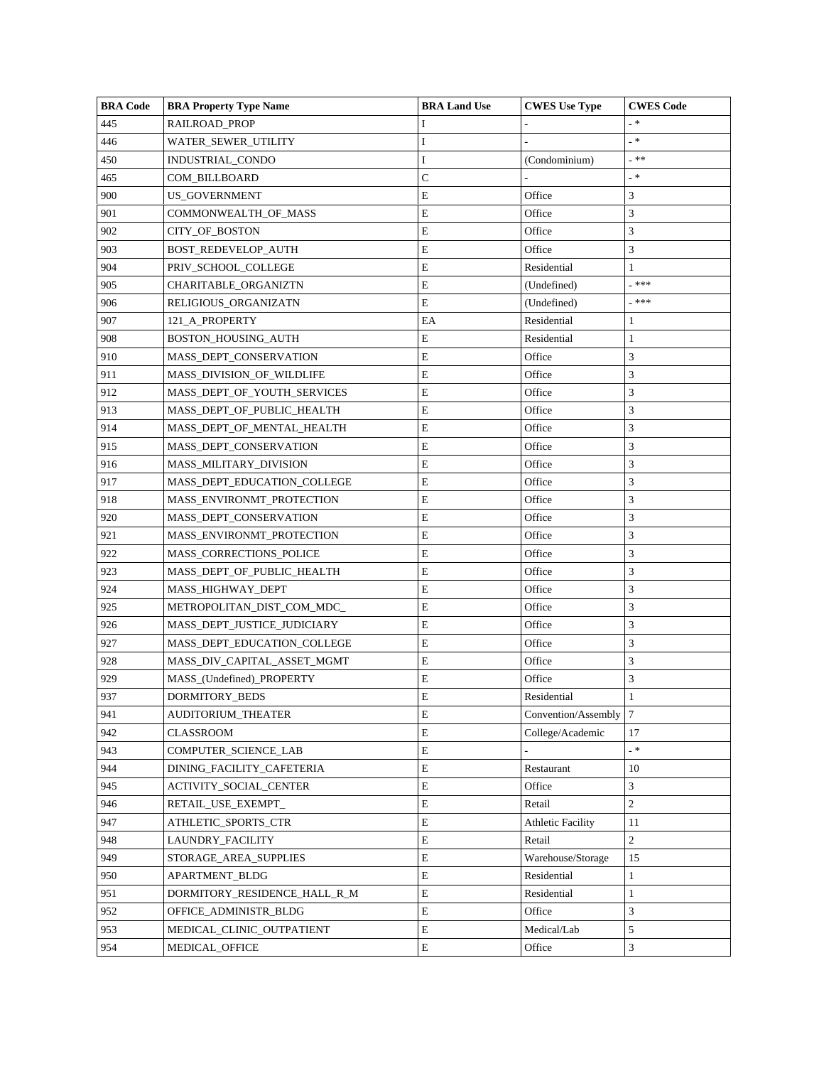| BRA Code | BRA Property Type Name | BRA Land Use | CWES Use Type | CWES Code |
|---|---|---|---|---|
| 445 | RAILROAD_PROP | I | - | - * |
| 446 | WATER_SEWER_UTILITY | I | - | - * |
| 450 | INDUSTRIAL_CONDO | I | (Condominium) | - ** |
| 465 | COM_BILLBOARD | C | - | - * |
| 900 | US_GOVERNMENT | E | Office | 3 |
| 901 | COMMONWEALTH_OF_MASS | E | Office | 3 |
| 902 | CITY_OF_BOSTON | E | Office | 3 |
| 903 | BOST_REDEVELOP_AUTH | E | Office | 3 |
| 904 | PRIV_SCHOOL_COLLEGE | E | Residential | 1 |
| 905 | CHARITABLE_ORGANIZTN | E | (Undefined) | - *** |
| 906 | RELIGIOUS_ORGANIZATN | E | (Undefined) | - *** |
| 907 | 121_A_PROPERTY | EA | Residential | 1 |
| 908 | BOSTON_HOUSING_AUTH | E | Residential | 1 |
| 910 | MASS_DEPT_CONSERVATION | E | Office | 3 |
| 911 | MASS_DIVISION_OF_WILDLIFE | E | Office | 3 |
| 912 | MASS_DEPT_OF_YOUTH_SERVICES | E | Office | 3 |
| 913 | MASS_DEPT_OF_PUBLIC_HEALTH | E | Office | 3 |
| 914 | MASS_DEPT_OF_MENTAL_HEALTH | E | Office | 3 |
| 915 | MASS_DEPT_CONSERVATION | E | Office | 3 |
| 916 | MASS_MILITARY_DIVISION | E | Office | 3 |
| 917 | MASS_DEPT_EDUCATION_COLLEGE | E | Office | 3 |
| 918 | MASS_ENVIRONMT_PROTECTION | E | Office | 3 |
| 920 | MASS_DEPT_CONSERVATION | E | Office | 3 |
| 921 | MASS_ENVIRONMT_PROTECTION | E | Office | 3 |
| 922 | MASS_CORRECTIONS_POLICE | E | Office | 3 |
| 923 | MASS_DEPT_OF_PUBLIC_HEALTH | E | Office | 3 |
| 924 | MASS_HIGHWAY_DEPT | E | Office | 3 |
| 925 | METROPOLITAN_DIST_COM_MDC_ | E | Office | 3 |
| 926 | MASS_DEPT_JUSTICE_JUDICIARY | E | Office | 3 |
| 927 | MASS_DEPT_EDUCATION_COLLEGE | E | Office | 3 |
| 928 | MASS_DIV_CAPITAL_ASSET_MGMT | E | Office | 3 |
| 929 | MASS_(Undefined)_PROPERTY | E | Office | 3 |
| 937 | DORMITORY_BEDS | E | Residential | 1 |
| 941 | AUDITORIUM_THEATER | E | Convention/Assembly | 7 |
| 942 | CLASSROOM | E | College/Academic | 17 |
| 943 | COMPUTER_SCIENCE_LAB | E | - | - * |
| 944 | DINING_FACILITY_CAFETERIA | E | Restaurant | 10 |
| 945 | ACTIVITY_SOCIAL_CENTER | E | Office | 3 |
| 946 | RETAIL_USE_EXEMPT_ | E | Retail | 2 |
| 947 | ATHLETIC_SPORTS_CTR | E | Athletic Facility | 11 |
| 948 | LAUNDRY_FACILITY | E | Retail | 2 |
| 949 | STORAGE_AREA_SUPPLIES | E | Warehouse/Storage | 15 |
| 950 | APARTMENT_BLDG | E | Residential | 1 |
| 951 | DORMITORY_RESIDENCE_HALL_R_M | E | Residential | 1 |
| 952 | OFFICE_ADMINISTR_BLDG | E | Office | 3 |
| 953 | MEDICAL_CLINIC_OUTPATIENT | E | Medical/Lab | 5 |
| 954 | MEDICAL_OFFICE | E | Office | 3 |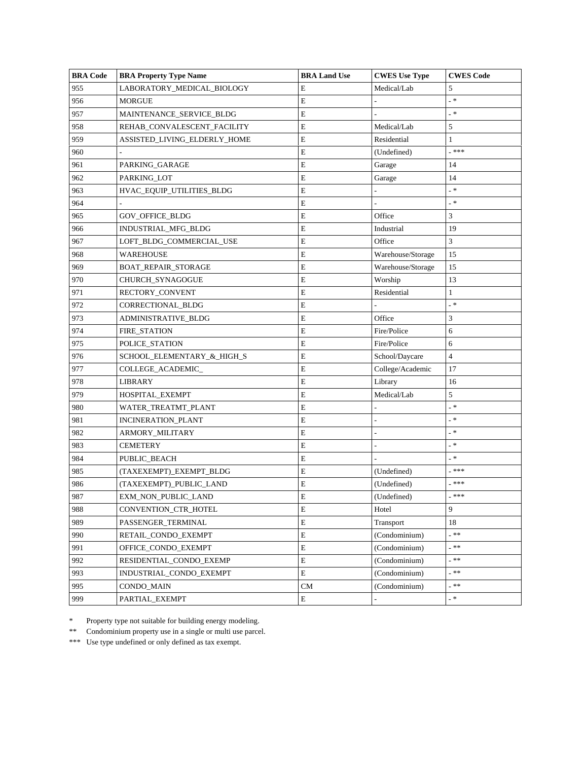| BRA Code | BRA Property Type Name | BRA Land Use | CWES Use Type | CWES Code |
|---|---|---|---|---|
| 955 | LABORATORY_MEDICAL_BIOLOGY | E | Medical/Lab | 5 |
| 956 | MORGUE | E | - | - * |
| 957 | MAINTENANCE_SERVICE_BLDG | E | - | - * |
| 958 | REHAB_CONVALESCENT_FACILITY | E | Medical/Lab | 5 |
| 959 | ASSISTED_LIVING_ELDERLY_HOME | E | Residential | 1 |
| 960 | - | E | (Undefined) | - *** |
| 961 | PARKING_GARAGE | E | Garage | 14 |
| 962 | PARKING_LOT | E | Garage | 14 |
| 963 | HVAC_EQUIP_UTILITIES_BLDG | E | - | - * |
| 964 | - | E | - | - * |
| 965 | GOV_OFFICE_BLDG | E | Office | 3 |
| 966 | INDUSTRIAL_MFG_BLDG | E | Industrial | 19 |
| 967 | LOFT_BLDG_COMMERCIAL_USE | E | Office | 3 |
| 968 | WAREHOUSE | E | Warehouse/Storage | 15 |
| 969 | BOAT_REPAIR_STORAGE | E | Warehouse/Storage | 15 |
| 970 | CHURCH_SYNAGOGUE | E | Worship | 13 |
| 971 | RECTORY_CONVENT | E | Residential | 1 |
| 972 | CORRECTIONAL_BLDG | E | - | - * |
| 973 | ADMINISTRATIVE_BLDG | E | Office | 3 |
| 974 | FIRE_STATION | E | Fire/Police | 6 |
| 975 | POLICE_STATION | E | Fire/Police | 6 |
| 976 | SCHOOL_ELEMENTARY_&_HIGH_S | E | School/Daycare | 4 |
| 977 | COLLEGE_ACADEMIC_ | E | College/Academic | 17 |
| 978 | LIBRARY | E | Library | 16 |
| 979 | HOSPITAL_EXEMPT | E | Medical/Lab | 5 |
| 980 | WATER_TREATMT_PLANT | E | - | - * |
| 981 | INCINERATION_PLANT | E | - | - * |
| 982 | ARMORY_MILITARY | E | - | - * |
| 983 | CEMETERY | E | - | - * |
| 984 | PUBLIC_BEACH | E | - | - * |
| 985 | (TAXEXEMPT)_EXEMPT_BLDG | E | (Undefined) | - *** |
| 986 | (TAXEXEMPT)_PUBLIC_LAND | E | (Undefined) | - *** |
| 987 | EXM_NON_PUBLIC_LAND | E | (Undefined) | - *** |
| 988 | CONVENTION_CTR_HOTEL | E | Hotel | 9 |
| 989 | PASSENGER_TERMINAL | E | Transport | 18 |
| 990 | RETAIL_CONDO_EXEMPT | E | (Condominium) | - ** |
| 991 | OFFICE_CONDO_EXEMPT | E | (Condominium) | - ** |
| 992 | RESIDENTIAL_CONDO_EXEMP | E | (Condominium) | - ** |
| 993 | INDUSTRIAL_CONDO_EXEMPT | E | (Condominium) | - ** |
| 995 | CONDO_MAIN | CM | (Condominium) | - ** |
| 999 | PARTIAL_EXEMPT | E | - | - * |

\* Property type not suitable for building energy modeling.

\*\* Condominium property use in a single or multi use parcel.

\*\*\* Use type undefined or only defined as tax exempt.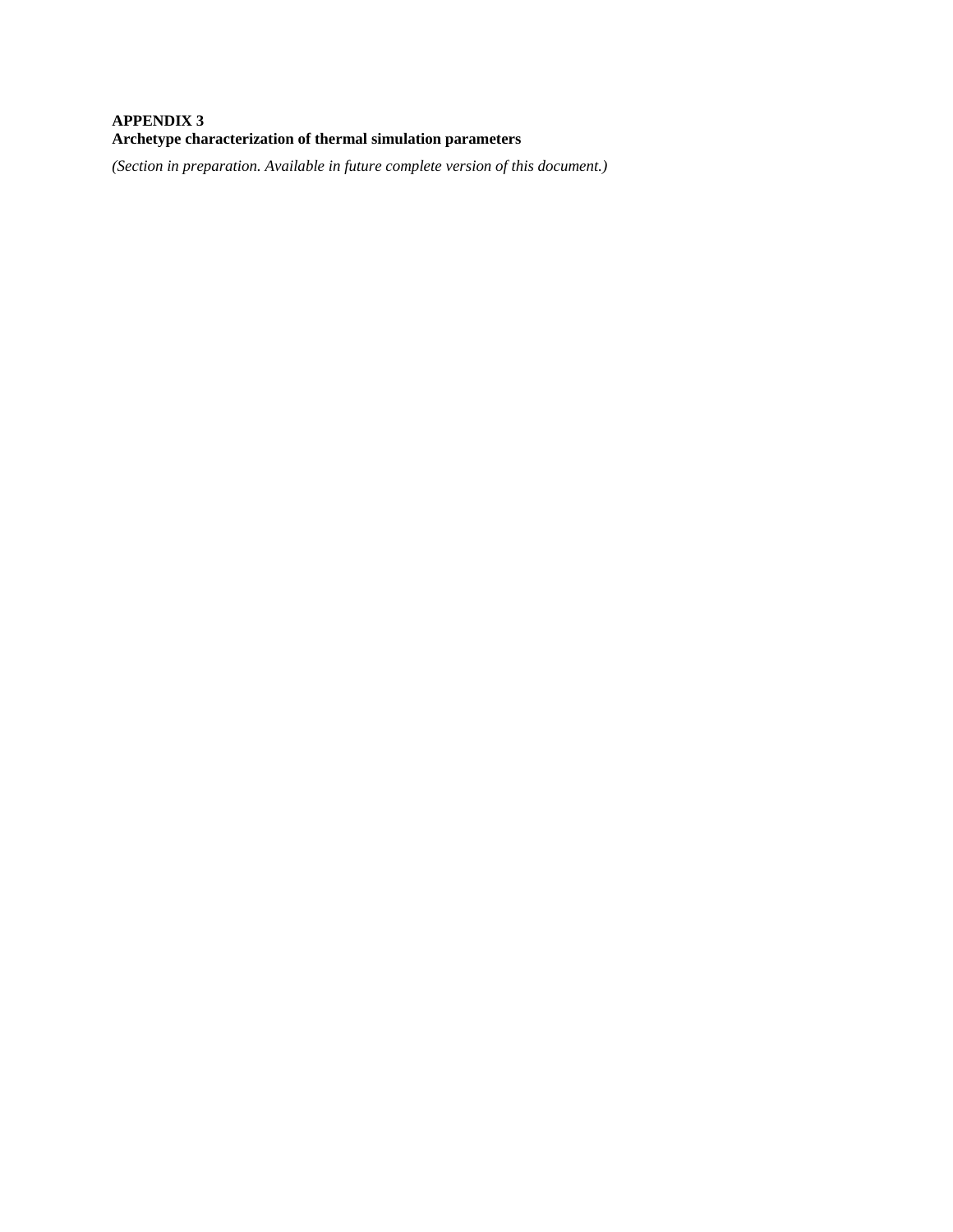**APPENDIX 3**
**Archetype characterization of thermal simulation parameters**

*(Section in preparation. Available in future complete version of this document.)*